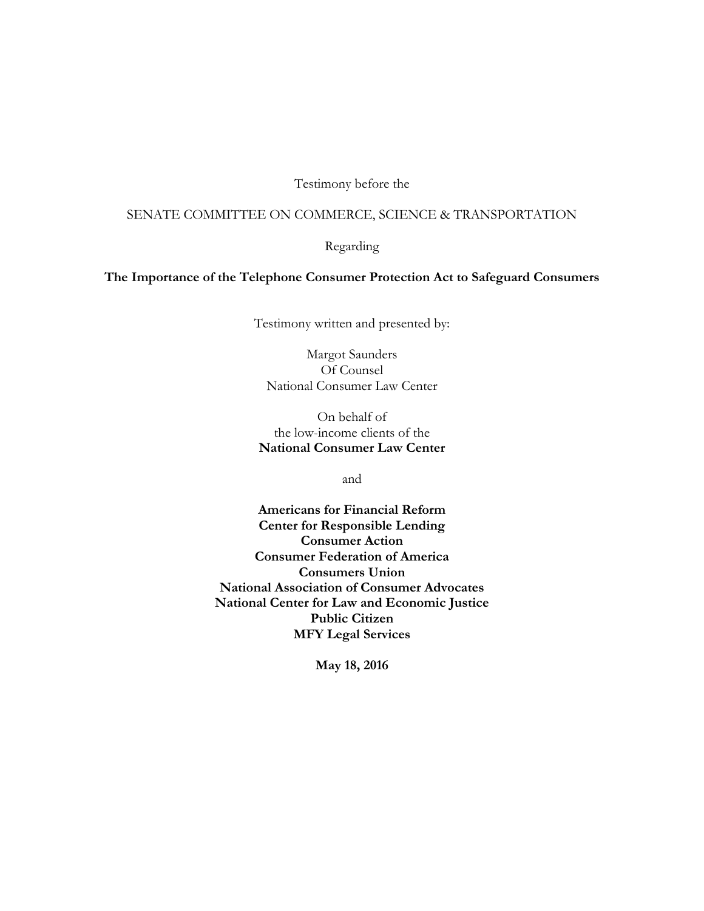Testimony before the

SENATE COMMITTEE ON COMMERCE, SCIENCE & TRANSPORTATION

Regarding

**The Importance of the Telephone Consumer Protection Act to Safeguard Consumers**

Testimony written and presented by:

Margot Saunders
Of Counsel
National Consumer Law Center

On behalf of
the low-income clients of the
**National Consumer Law Center**

and

**Americans for Financial Reform**
**Center for Responsible Lending**
**Consumer Action**
**Consumer Federation of America**
**Consumers Union**
**National Association of Consumer Advocates**
**National Center for Law and Economic Justice**
**Public Citizen**
**MFY Legal Services**

**May 18, 2016**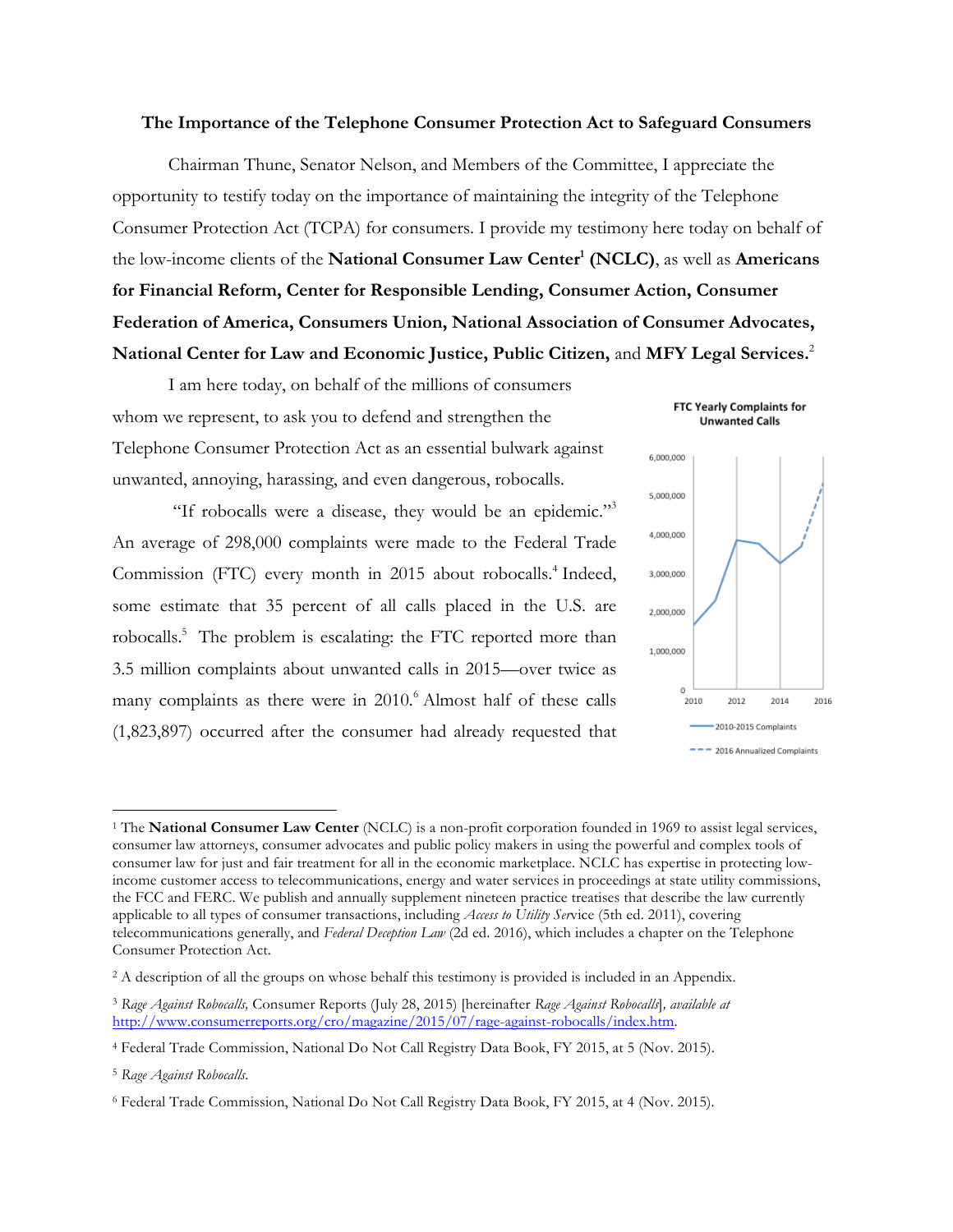**The Importance of the Telephone Consumer Protection Act to Safeguard Consumers**

Chairman Thune, Senator Nelson, and Members of the Committee, I appreciate the opportunity to testify today on the importance of maintaining the integrity of the Telephone Consumer Protection Act (TCPA) for consumers. I provide my testimony here today on behalf of the low-income clients of the **National Consumer Law Center**[1] **(NCLC)**, as well as **Americans for Financial Reform, Center for Responsible Lending, Consumer Action, Consumer Federation of America, Consumers Union, National Association of Consumer Advocates, National Center for Law and Economic Justice, Public Citizen,** and **MFY Legal Services.**[2]

I am here today, on behalf of the millions of consumers whom we represent, to ask you to defend and strengthen the Telephone Consumer Protection Act as an essential bulwark against unwanted, annoying, harassing, and even dangerous, robocalls.

"If robocalls were a disease, they would be an epidemic."[3] An average of 298,000 complaints were made to the Federal Trade Commission (FTC) every month in 2015 about robocalls.[4] Indeed, some estimate that 35 percent of all calls placed in the U.S. are robocalls.[5] The problem is escalating: the FTC reported more than 3.5 million complaints about unwanted calls in 2015—over twice as many complaints as there were in 2010.[6] Almost half of these calls (1,823,897) occurred after the consumer had already requested that

**FTC Yearly Complaints for Unwanted Calls**

| Year | Complaints (approx.) |
| --- | --- |
| 2010 | 1,700,000 |
| 2011 | 2,300,000 |
| 2012 | 3,900,000 |
| 2013 | 3,800,000 |
| 2014 | 3,300,000 |
| 2015 | 3,700,000 |
| 2016 (annualized) | 5,300,000 |

— 2010-2015 Complaints

- - - 2016 Annualized Complaints

---

[1] The **National Consumer Law Center** (NCLC) is a non-profit corporation founded in 1969 to assist legal services, consumer law attorneys, consumer advocates and public policy makers in using the powerful and complex tools of consumer law for just and fair treatment for all in the economic marketplace. NCLC has expertise in protecting low-income customer access to telecommunications, energy and water services in proceedings at state utility commissions, the FCC and FERC. We publish and annually supplement nineteen practice treatises that describe the law currently applicable to all types of consumer transactions, including *Access to Utility Service* (5th ed. 2011), covering telecommunications generally, and *Federal Deception Law* (2d ed. 2016), which includes a chapter on the Telephone Consumer Protection Act.

[2] A description of all the groups on whose behalf this testimony is provided is included in an Appendix.

[3] *Rage Against Robocalls,* Consumer Reports (July 28, 2015) [hereinafter *Rage Against Robocalls*], *available at* http://www.consumerreports.org/cro/magazine/2015/07/rage-against-robocalls/index.htm.

[4] Federal Trade Commission, National Do Not Call Registry Data Book, FY 2015, at 5 (Nov. 2015).

[5] *Rage Against Robocalls.*

[6] Federal Trade Commission, National Do Not Call Registry Data Book, FY 2015, at 4 (Nov. 2015).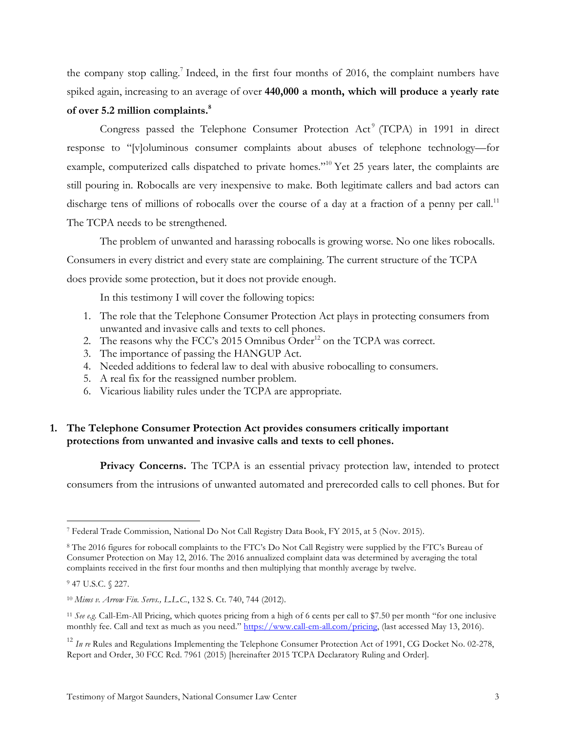the company stop calling.[7] Indeed, in the first four months of 2016, the complaint numbers have spiked again, increasing to an average of over **440,000 a month, which will produce a yearly rate of over 5.2 million complaints.[8]**

Congress passed the Telephone Consumer Protection Act[9] (TCPA) in 1991 in direct response to "[v]oluminous consumer complaints about abuses of telephone technology—for example, computerized calls dispatched to private homes."[10] Yet 25 years later, the complaints are still pouring in. Robocalls are very inexpensive to make. Both legitimate callers and bad actors can discharge tens of millions of robocalls over the course of a day at a fraction of a penny per call.[11] The TCPA needs to be strengthened.

The problem of unwanted and harassing robocalls is growing worse. No one likes robocalls. Consumers in every district and every state are complaining. The current structure of the TCPA does provide some protection, but it does not provide enough.

In this testimony I will cover the following topics:

1. The role that the Telephone Consumer Protection Act plays in protecting consumers from unwanted and invasive calls and texts to cell phones.
2. The reasons why the FCC's 2015 Omnibus Order[12] on the TCPA was correct.
3. The importance of passing the HANGUP Act.
4. Needed additions to federal law to deal with abusive robocalling to consumers.
5. A real fix for the reassigned number problem.
6. Vicarious liability rules under the TCPA are appropriate.

## 1. The Telephone Consumer Protection Act provides consumers critically important protections from unwanted and invasive calls and texts to cell phones.

**Privacy Concerns.** The TCPA is an essential privacy protection law, intended to protect consumers from the intrusions of unwanted automated and prerecorded calls to cell phones. But for

---

[7] Federal Trade Commission, National Do Not Call Registry Data Book, FY 2015, at 5 (Nov. 2015).

[8] The 2016 figures for robocall complaints to the FTC's Do Not Call Registry were supplied by the FTC's Bureau of Consumer Protection on May 12, 2016. The 2016 annualized complaint data was determined by averaging the total complaints received in the first four months and then multiplying that monthly average by twelve.

[9] 47 U.S.C. § 227.

[10] *Mims v. Arrow Fin. Servs., L.L.C.*, 132 S. Ct. 740, 744 (2012).

[11] *See e.g.* Call-Em-All Pricing, which quotes pricing from a high of 6 cents per call to $7.50 per month "for one inclusive monthly fee. Call and text as much as you need." https://www.call-em-all.com/pricing, (last accessed May 13, 2016).

[12] *In re* Rules and Regulations Implementing the Telephone Consumer Protection Act of 1991, CG Docket No. 02-278, Report and Order, 30 FCC Rcd. 7961 (2015) [hereinafter 2015 TCPA Declaratory Ruling and Order].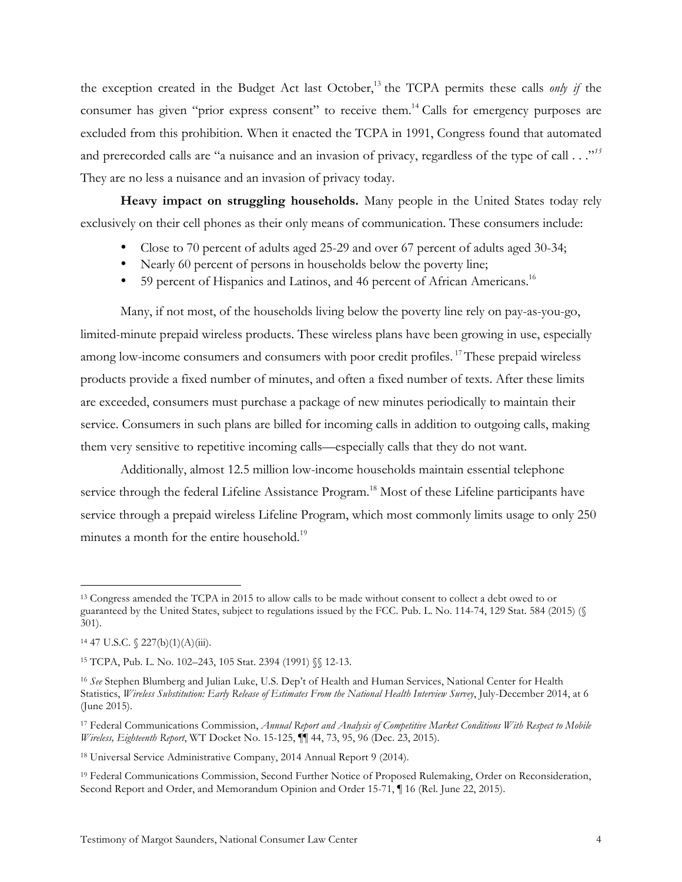the exception created in the Budget Act last October,[13] the TCPA permits these calls *only if* the consumer has given "prior express consent" to receive them.[14] Calls for emergency purposes are excluded from this prohibition. When it enacted the TCPA in 1991, Congress found that automated and prerecorded calls are "a nuisance and an invasion of privacy, regardless of the type of call . . ."[15] They are no less a nuisance and an invasion of privacy today.

**Heavy impact on struggling households.** Many people in the United States today rely exclusively on their cell phones as their only means of communication. These consumers include:

- Close to 70 percent of adults aged 25-29 and over 67 percent of adults aged 30-34;
- Nearly 60 percent of persons in households below the poverty line;
- 59 percent of Hispanics and Latinos, and 46 percent of African Americans.[16]

Many, if not most, of the households living below the poverty line rely on pay-as-you-go, limited-minute prepaid wireless products. These wireless plans have been growing in use, especially among low-income consumers and consumers with poor credit profiles.[17] These prepaid wireless products provide a fixed number of minutes, and often a fixed number of texts. After these limits are exceeded, consumers must purchase a package of new minutes periodically to maintain their service. Consumers in such plans are billed for incoming calls in addition to outgoing calls, making them very sensitive to repetitive incoming calls—especially calls that they do not want.

Additionally, almost 12.5 million low-income households maintain essential telephone service through the federal Lifeline Assistance Program.[18] Most of these Lifeline participants have service through a prepaid wireless Lifeline Program, which most commonly limits usage to only 250 minutes a month for the entire household.[19]

---

[13] Congress amended the TCPA in 2015 to allow calls to be made without consent to collect a debt owed to or guaranteed by the United States, subject to regulations issued by the FCC. Pub. L. No. 114-74, 129 Stat. 584 (2015) (§ 301).

[14] 47 U.S.C. § 227(b)(1)(A)(iii).

[15] TCPA, Pub. L. No. 102–243, 105 Stat. 2394 (1991) §§ 12-13.

[16] *See* Stephen Blumberg and Julian Luke, U.S. Dep't of Health and Human Services, National Center for Health Statistics, *Wireless Substitution: Early Release of Estimates From the National Health Interview Survey*, July-December 2014, at 6 (June 2015).

[17] Federal Communications Commission, *Annual Report and Analysis of Competitive Market Conditions With Respect to Mobile Wireless, Eighteenth Report*, WT Docket No. 15-125, ¶¶ 44, 73, 95, 96 (Dec. 23, 2015).

[18] Universal Service Administrative Company, 2014 Annual Report 9 (2014).

[19] Federal Communications Commission, Second Further Notice of Proposed Rulemaking, Order on Reconsideration, Second Report and Order, and Memorandum Opinion and Order 15-71, ¶ 16 (Rel. June 22, 2015).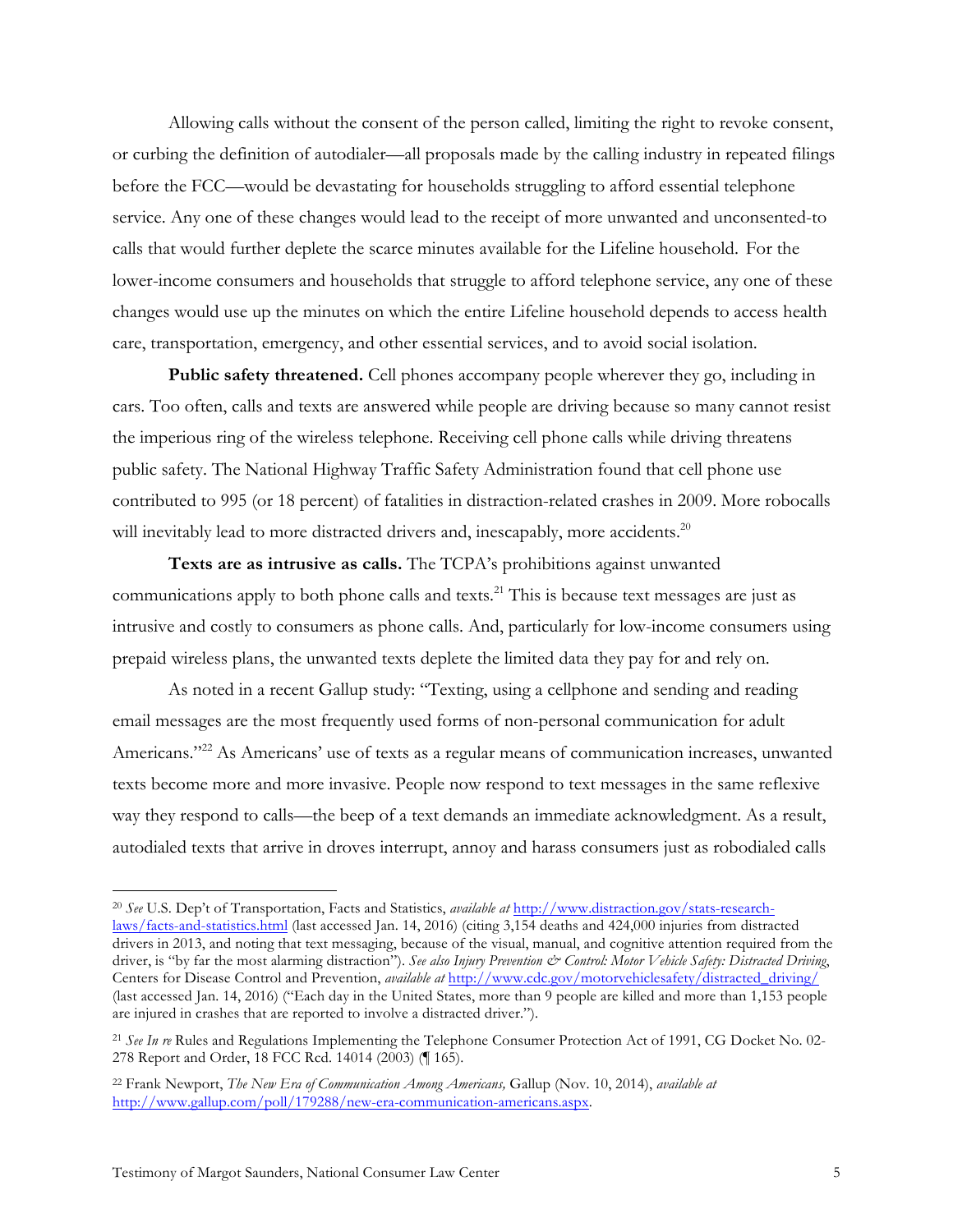Allowing calls without the consent of the person called, limiting the right to revoke consent, or curbing the definition of autodialer—all proposals made by the calling industry in repeated filings before the FCC—would be devastating for households struggling to afford essential telephone service. Any one of these changes would lead to the receipt of more unwanted and unconsented-to calls that would further deplete the scarce minutes available for the Lifeline household. For the lower-income consumers and households that struggle to afford telephone service, any one of these changes would use up the minutes on which the entire Lifeline household depends to access health care, transportation, emergency, and other essential services, and to avoid social isolation.

**Public safety threatened.** Cell phones accompany people wherever they go, including in cars. Too often, calls and texts are answered while people are driving because so many cannot resist the imperious ring of the wireless telephone. Receiving cell phone calls while driving threatens public safety. The National Highway Traffic Safety Administration found that cell phone use contributed to 995 (or 18 percent) of fatalities in distraction-related crashes in 2009. More robocalls will inevitably lead to more distracted drivers and, inescapably, more accidents.[20]

**Texts are as intrusive as calls.** The TCPA's prohibitions against unwanted communications apply to both phone calls and texts.[21] This is because text messages are just as intrusive and costly to consumers as phone calls. And, particularly for low-income consumers using prepaid wireless plans, the unwanted texts deplete the limited data they pay for and rely on.

As noted in a recent Gallup study: "Texting, using a cellphone and sending and reading email messages are the most frequently used forms of non-personal communication for adult Americans."[22] As Americans' use of texts as a regular means of communication increases, unwanted texts become more and more invasive. People now respond to text messages in the same reflexive way they respond to calls—the beep of a text demands an immediate acknowledgment. As a result, autodialed texts that arrive in droves interrupt, annoy and harass consumers just as robodialed calls

---

[20] *See* U.S. Dep't of Transportation, Facts and Statistics, *available at* http://www.distraction.gov/stats-research-laws/facts-and-statistics.html (last accessed Jan. 14, 2016) (citing 3,154 deaths and 424,000 injuries from distracted drivers in 2013, and noting that text messaging, because of the visual, manual, and cognitive attention required from the driver, is "by far the most alarming distraction"). *See also Injury Prevention & Control: Motor Vehicle Safety: Distracted Driving*, Centers for Disease Control and Prevention, *available at* http://www.cdc.gov/motorvehiclesafety/distracted_driving/ (last accessed Jan. 14, 2016) ("Each day in the United States, more than 9 people are killed and more than 1,153 people are injured in crashes that are reported to involve a distracted driver.").

[21] *See In re* Rules and Regulations Implementing the Telephone Consumer Protection Act of 1991, CG Docket No. 02-278 Report and Order, 18 FCC Rcd. 14014 (2003) (¶ 165).

[22] Frank Newport, *The New Era of Communication Among Americans,* Gallup (Nov. 10, 2014), *available at* http://www.gallup.com/poll/179288/new-era-communication-americans.aspx.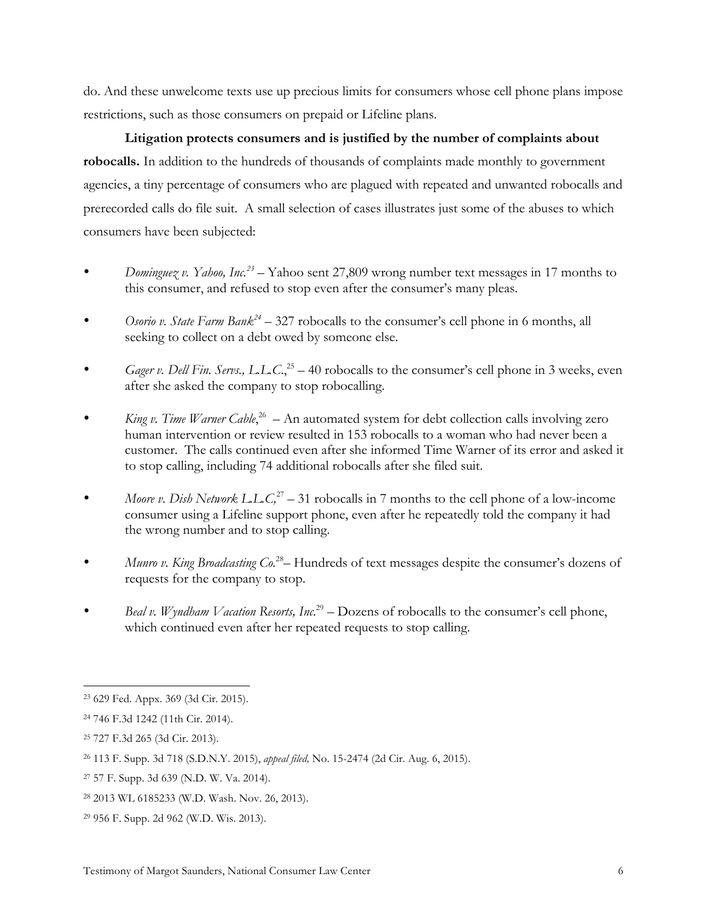do. And these unwelcome texts use up precious limits for consumers whose cell phone plans impose restrictions, such as those consumers on prepaid or Lifeline plans.

**Litigation protects consumers and is justified by the number of complaints about robocalls.** In addition to the hundreds of thousands of complaints made monthly to government agencies, a tiny percentage of consumers who are plagued with repeated and unwanted robocalls and prerecorded calls do file suit. A small selection of cases illustrates just some of the abuses to which consumers have been subjected:

- *Dominguez v. Yahoo, Inc.*[23] – Yahoo sent 27,809 wrong number text messages in 17 months to this consumer, and refused to stop even after the consumer's many pleas.
- *Osorio v. State Farm Bank*[24] – 327 robocalls to the consumer's cell phone in 6 months, all seeking to collect on a debt owed by someone else.
- *Gager v. Dell Fin. Servs., L.L.C.*,[25] – 40 robocalls to the consumer's cell phone in 3 weeks, even after she asked the company to stop robocalling.
- *King v. Time Warner Cable*,[26] – An automated system for debt collection calls involving zero human intervention or review resulted in 153 robocalls to a woman who had never been a customer. The calls continued even after she informed Time Warner of its error and asked it to stop calling, including 74 additional robocalls after she filed suit.
- *Moore v. Dish Network L.L.C,*[27] – 31 robocalls in 7 months to the cell phone of a low-income consumer using a Lifeline support phone, even after he repeatedly told the company it had the wrong number and to stop calling.
- *Munro v. King Broadcasting Co.*[28]– Hundreds of text messages despite the consumer's dozens of requests for the company to stop.
- *Beal v. Wyndham Vacation Resorts, Inc.*[29] – Dozens of robocalls to the consumer's cell phone, which continued even after her repeated requests to stop calling.

---

[23] 629 Fed. Appx. 369 (3d Cir. 2015).

[24] 746 F.3d 1242 (11th Cir. 2014).

[25] 727 F.3d 265 (3d Cir. 2013).

[26] 113 F. Supp. 3d 718 (S.D.N.Y. 2015), *appeal filed,* No. 15-2474 (2d Cir. Aug. 6, 2015).

[27] 57 F. Supp. 3d 639 (N.D. W. Va. 2014).

[28] 2013 WL 6185233 (W.D. Wash. Nov. 26, 2013).

[29] 956 F. Supp. 2d 962 (W.D. Wis. 2013).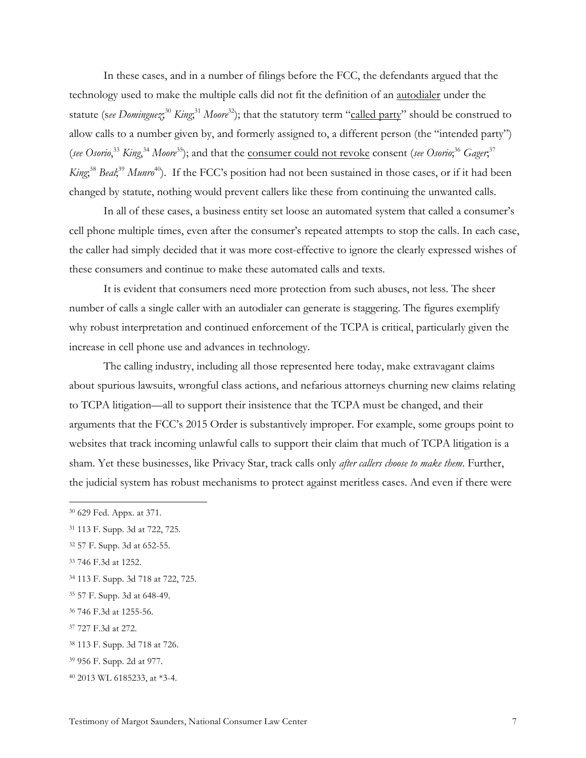In these cases, and in a number of filings before the FCC, the defendants argued that the technology used to make the multiple calls did not fit the definition of an <u>autodialer</u> under the statute (s*ee Dominguez*;[30] *King*;[31] *Moore*[32]); that the statutory term "<u>called party</u>" should be construed to allow calls to a number given by, and formerly assigned to, a different person (the "intended party") (*see Osorio*,[33] *King*,[34] *Moore*[35]); and that the <u>consumer could not revoke</u> consent (*see Osorio*;[36] *Gager*;[37] *King*;[38] *Beal*;[39] *Munro*[40]). If the FCC's position had not been sustained in those cases, or if it had been changed by statute, nothing would prevent callers like these from continuing the unwanted calls.

In all of these cases, a business entity set loose an automated system that called a consumer's cell phone multiple times, even after the consumer's repeated attempts to stop the calls. In each case, the caller had simply decided that it was more cost-effective to ignore the clearly expressed wishes of these consumers and continue to make these automated calls and texts.

It is evident that consumers need more protection from such abuses, not less. The sheer number of calls a single caller with an autodialer can generate is staggering. The figures exemplify why robust interpretation and continued enforcement of the TCPA is critical, particularly given the increase in cell phone use and advances in technology.

The calling industry, including all those represented here today, make extravagant claims about spurious lawsuits, wrongful class actions, and nefarious attorneys churning new claims relating to TCPA litigation—all to support their insistence that the TCPA must be changed, and their arguments that the FCC's 2015 Order is substantively improper. For example, some groups point to websites that track incoming unlawful calls to support their claim that much of TCPA litigation is a sham. Yet these businesses, like Privacy Star, track calls only *after callers choose to make them*. Further, the judicial system has robust mechanisms to protect against meritless cases. And even if there were

---

[30] 629 Fed. Appx. at 371.

[31] 113 F. Supp. 3d at 722, 725.

[32] 57 F. Supp. 3d at 652-55.

[33] 746 F.3d at 1252.

[34] 113 F. Supp. 3d 718 at 722, 725.

[35] 57 F. Supp. 3d at 648-49.

[36] 746 F.3d at 1255-56.

[37] 727 F.3d at 272.

[38] 113 F. Supp. 3d 718 at 726.

[39] 956 F. Supp. 2d at 977.

[40] 2013 WL 6185233, at *3-4.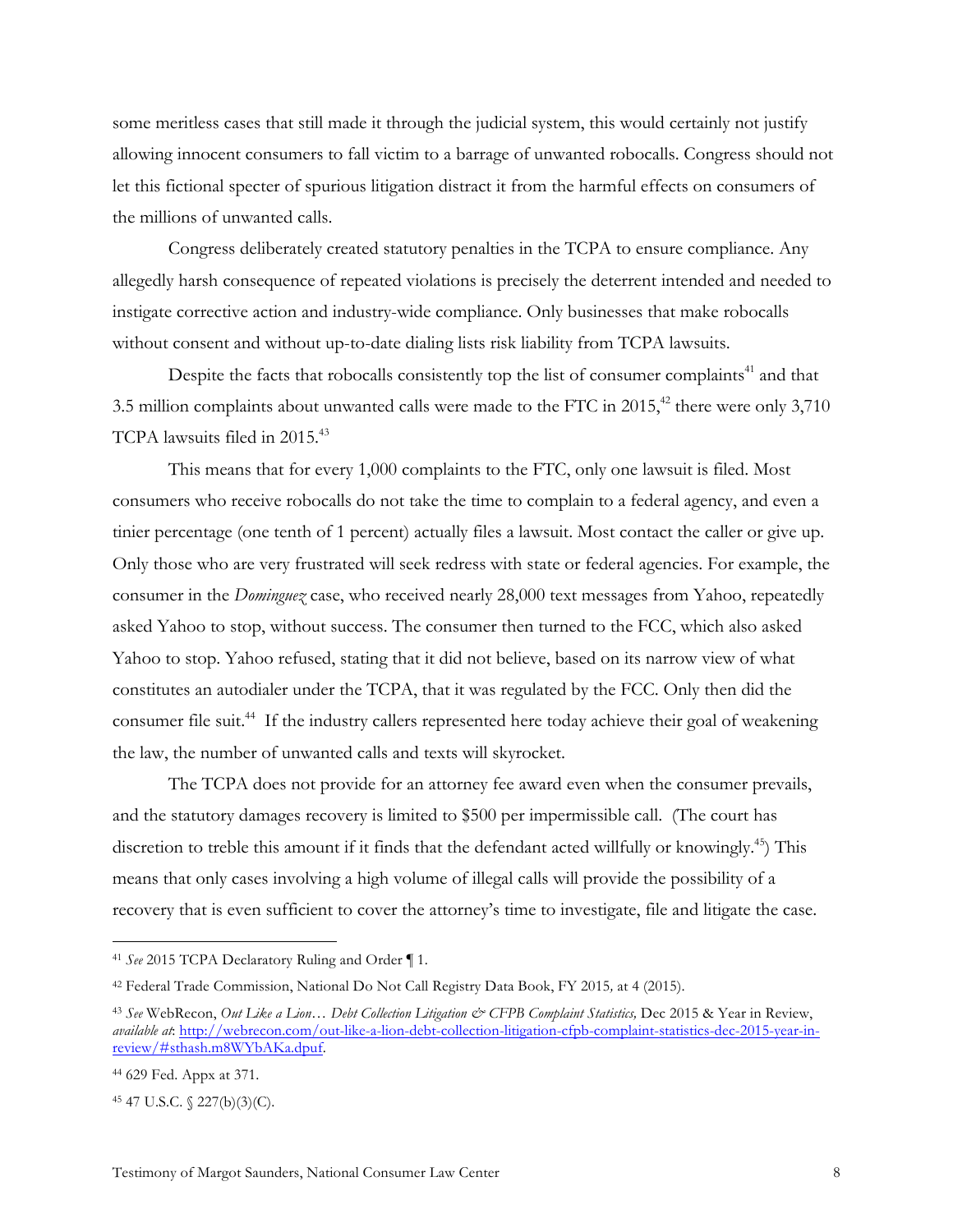some meritless cases that still made it through the judicial system, this would certainly not justify allowing innocent consumers to fall victim to a barrage of unwanted robocalls. Congress should not let this fictional specter of spurious litigation distract it from the harmful effects on consumers of the millions of unwanted calls.

Congress deliberately created statutory penalties in the TCPA to ensure compliance. Any allegedly harsh consequence of repeated violations is precisely the deterrent intended and needed to instigate corrective action and industry-wide compliance. Only businesses that make robocalls without consent and without up-to-date dialing lists risk liability from TCPA lawsuits.

Despite the facts that robocalls consistently top the list of consumer complaints[41] and that 3.5 million complaints about unwanted calls were made to the FTC in 2015,[42] there were only 3,710 TCPA lawsuits filed in 2015.[43]

This means that for every 1,000 complaints to the FTC, only one lawsuit is filed. Most consumers who receive robocalls do not take the time to complain to a federal agency, and even a tinier percentage (one tenth of 1 percent) actually files a lawsuit. Most contact the caller or give up. Only those who are very frustrated will seek redress with state or federal agencies. For example, the consumer in the *Dominguez* case, who received nearly 28,000 text messages from Yahoo, repeatedly asked Yahoo to stop, without success. The consumer then turned to the FCC, which also asked Yahoo to stop. Yahoo refused, stating that it did not believe, based on its narrow view of what constitutes an autodialer under the TCPA, that it was regulated by the FCC. Only then did the consumer file suit.[44] If the industry callers represented here today achieve their goal of weakening the law, the number of unwanted calls and texts will skyrocket.

The TCPA does not provide for an attorney fee award even when the consumer prevails, and the statutory damages recovery is limited to $500 per impermissible call. (The court has discretion to treble this amount if it finds that the defendant acted willfully or knowingly.[45]) This means that only cases involving a high volume of illegal calls will provide the possibility of a recovery that is even sufficient to cover the attorney's time to investigate, file and litigate the case.

---

[41] *See* 2015 TCPA Declaratory Ruling and Order ¶ 1.

[42] Federal Trade Commission, National Do Not Call Registry Data Book, FY 2015, at 4 (2015).

[43] *See* WebRecon, *Out Like a Lion… Debt Collection Litigation & CFPB Complaint Statistics,* Dec 2015 & Year in Review, *available at*: http://webrecon.com/out-like-a-lion-debt-collection-litigation-cfpb-complaint-statistics-dec-2015-year-in-review/#sthash.m8WYbAKa.dpuf.

[44] 629 Fed. Appx at 371.

[45] 47 U.S.C. § 227(b)(3)(C).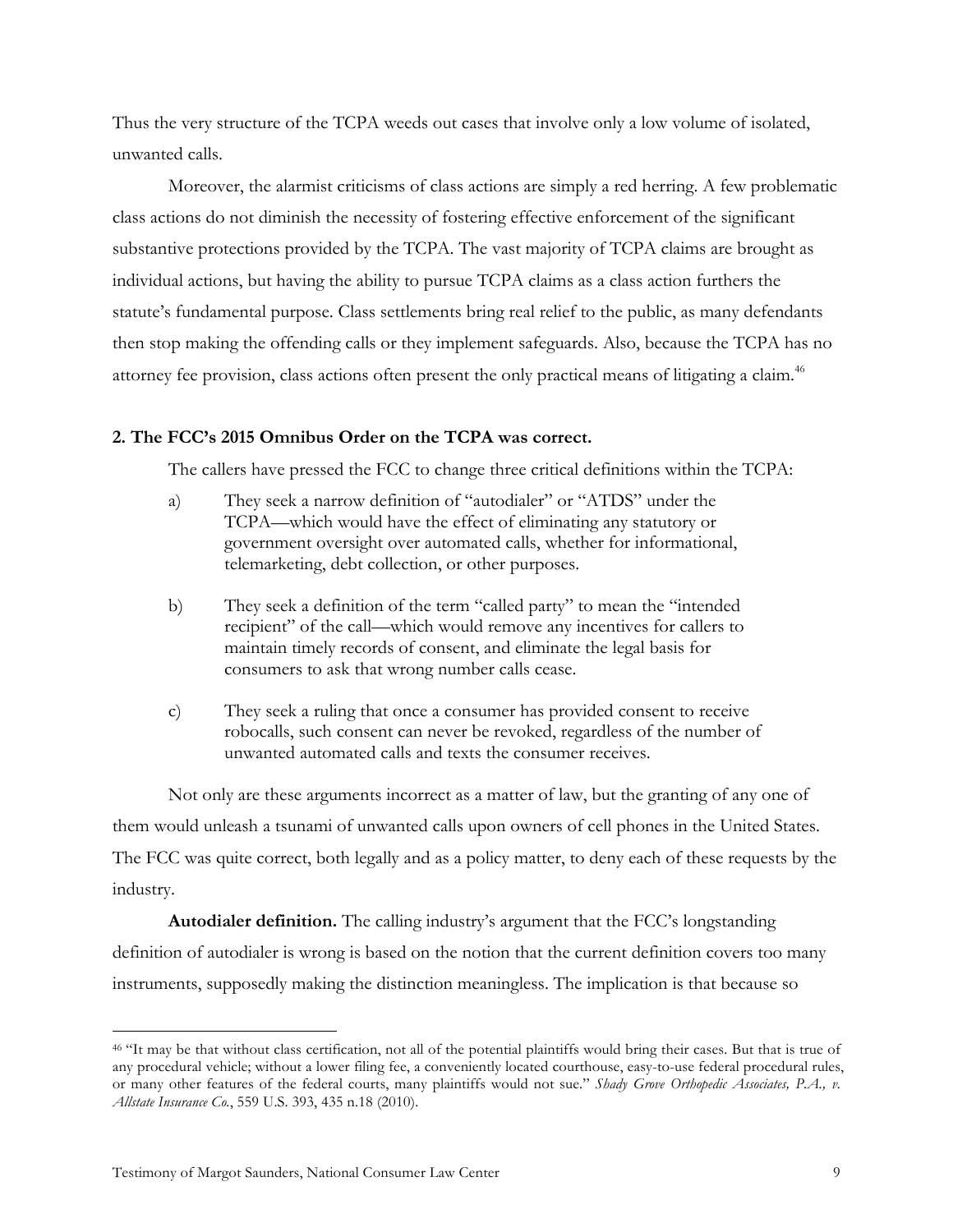Thus the very structure of the TCPA weeds out cases that involve only a low volume of isolated, unwanted calls.

Moreover, the alarmist criticisms of class actions are simply a red herring. A few problematic class actions do not diminish the necessity of fostering effective enforcement of the significant substantive protections provided by the TCPA. The vast majority of TCPA claims are brought as individual actions, but having the ability to pursue TCPA claims as a class action furthers the statute's fundamental purpose. Class settlements bring real relief to the public, as many defendants then stop making the offending calls or they implement safeguards. Also, because the TCPA has no attorney fee provision, class actions often present the only practical means of litigating a claim.[46]

**2. The FCC's 2015 Omnibus Order on the TCPA was correct.**

The callers have pressed the FCC to change three critical definitions within the TCPA:

a) They seek a narrow definition of "autodialer" or "ATDS" under the TCPA—which would have the effect of eliminating any statutory or government oversight over automated calls, whether for informational, telemarketing, debt collection, or other purposes.

b) They seek a definition of the term "called party" to mean the "intended recipient" of the call—which would remove any incentives for callers to maintain timely records of consent, and eliminate the legal basis for consumers to ask that wrong number calls cease.

c) They seek a ruling that once a consumer has provided consent to receive robocalls, such consent can never be revoked, regardless of the number of unwanted automated calls and texts the consumer receives.

Not only are these arguments incorrect as a matter of law, but the granting of any one of them would unleash a tsunami of unwanted calls upon owners of cell phones in the United States. The FCC was quite correct, both legally and as a policy matter, to deny each of these requests by the industry.

**Autodialer definition.** The calling industry's argument that the FCC's longstanding definition of autodialer is wrong is based on the notion that the current definition covers too many instruments, supposedly making the distinction meaningless. The implication is that because so

---

[46] "It may be that without class certification, not all of the potential plaintiffs would bring their cases. But that is true of any procedural vehicle; without a lower filing fee, a conveniently located courthouse, easy-to-use federal procedural rules, or many other features of the federal courts, many plaintiffs would not sue." *Shady Grove Orthopedic Associates, P.A., v. Allstate Insurance Co.*, 559 U.S. 393, 435 n.18 (2010).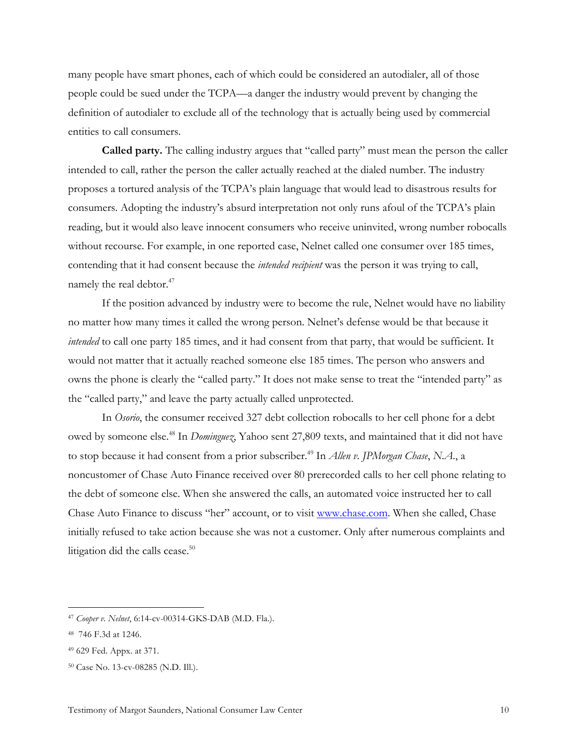many people have smart phones, each of which could be considered an autodialer, all of those people could be sued under the TCPA—a danger the industry would prevent by changing the definition of autodialer to exclude all of the technology that is actually being used by commercial entities to call consumers.

**Called party.** The calling industry argues that "called party" must mean the person the caller intended to call, rather the person the caller actually reached at the dialed number. The industry proposes a tortured analysis of the TCPA's plain language that would lead to disastrous results for consumers. Adopting the industry's absurd interpretation not only runs afoul of the TCPA's plain reading, but it would also leave innocent consumers who receive uninvited, wrong number robocalls without recourse. For example, in one reported case, Nelnet called one consumer over 185 times, contending that it had consent because the *intended recipient* was the person it was trying to call, namely the real debtor.[47]

If the position advanced by industry were to become the rule, Nelnet would have no liability no matter how many times it called the wrong person. Nelnet's defense would be that because it *intended* to call one party 185 times, and it had consent from that party, that would be sufficient. It would not matter that it actually reached someone else 185 times. The person who answers and owns the phone is clearly the "called party." It does not make sense to treat the "intended party" as the "called party," and leave the party actually called unprotected.

In *Osorio*, the consumer received 327 debt collection robocalls to her cell phone for a debt owed by someone else.[48] In *Dominguez,* Yahoo sent 27,809 texts, and maintained that it did not have to stop because it had consent from a prior subscriber.[49] In *Allen v. JPMorgan Chase*, *N.A.*, a noncustomer of Chase Auto Finance received over 80 prerecorded calls to her cell phone relating to the debt of someone else. When she answered the calls, an automated voice instructed her to call Chase Auto Finance to discuss "her" account, or to visit www.chase.com. When she called, Chase initially refused to take action because she was not a customer. Only after numerous complaints and litigation did the calls cease.[50]

---

[47] *Cooper v. Nelnet*, 6:14-cv-00314-GKS-DAB (M.D. Fla.).

[48] 746 F.3d at 1246.

[49] 629 Fed. Appx. at 371.

[50] Case No. 13-cv-08285 (N.D. Ill.).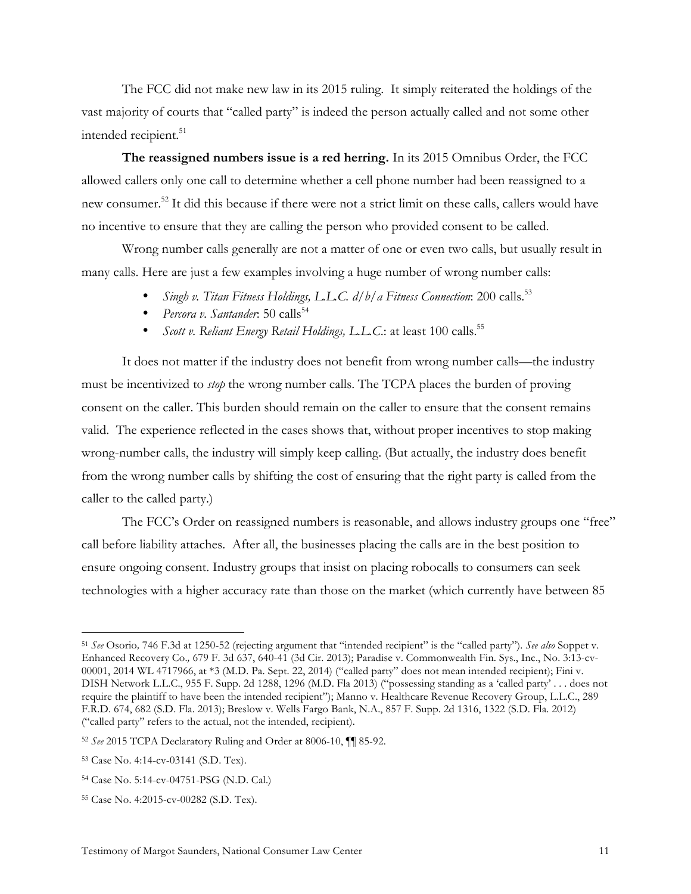The FCC did not make new law in its 2015 ruling. It simply reiterated the holdings of the vast majority of courts that "called party" is indeed the person actually called and not some other intended recipient.[51]

**The reassigned numbers issue is a red herring.** In its 2015 Omnibus Order, the FCC allowed callers only one call to determine whether a cell phone number had been reassigned to a new consumer.[52] It did this because if there were not a strict limit on these calls, callers would have no incentive to ensure that they are calling the person who provided consent to be called.

Wrong number calls generally are not a matter of one or even two calls, but usually result in many calls. Here are just a few examples involving a huge number of wrong number calls:

- *Singh v. Titan Fitness Holdings, L.L.C. d/b/a Fitness Connection*: 200 calls.[53]
- *Percora v. Santander*: 50 calls[54]
- *Scott v. Reliant Energy Retail Holdings, L.L.C.*: at least 100 calls.[55]

It does not matter if the industry does not benefit from wrong number calls—the industry must be incentivized to *stop* the wrong number calls. The TCPA places the burden of proving consent on the caller. This burden should remain on the caller to ensure that the consent remains valid. The experience reflected in the cases shows that, without proper incentives to stop making wrong-number calls, the industry will simply keep calling. (But actually, the industry does benefit from the wrong number calls by shifting the cost of ensuring that the right party is called from the caller to the called party.)

The FCC's Order on reassigned numbers is reasonable, and allows industry groups one "free" call before liability attaches. After all, the businesses placing the calls are in the best position to ensure ongoing consent. Industry groups that insist on placing robocalls to consumers can seek technologies with a higher accuracy rate than those on the market (which currently have between 85

---

[51] *See* Osorio*,* 746 F.3d at 1250-52 (rejecting argument that "intended recipient" is the "called party"). *See also* Soppet v. Enhanced Recovery Co*.,* 679 F. 3d 637, 640-41 (3d Cir. 2013); Paradise v. Commonwealth Fin. Sys., Inc., No. 3:13-cv-00001, 2014 WL 4717966, at *3 (M.D. Pa. Sept. 22, 2014) ("called party" does not mean intended recipient); Fini v. DISH Network L.L.C., 955 F. Supp. 2d 1288, 1296 (M.D. Fla 2013) ("possessing standing as a 'called party' . . . does not require the plaintiff to have been the intended recipient"); Manno v. Healthcare Revenue Recovery Group, L.L.C., 289 F.R.D. 674, 682 (S.D. Fla. 2013); Breslow v. Wells Fargo Bank, N.A., 857 F. Supp. 2d 1316, 1322 (S.D. Fla. 2012) ("called party" refers to the actual, not the intended, recipient).

[52] *See* 2015 TCPA Declaratory Ruling and Order at 8006-10, ¶¶ 85-92.

[53] Case No. 4:14-cv-03141 (S.D. Tex).

[54] Case No. 5:14-cv-04751-PSG (N.D. Cal.)

[55] Case No. 4:2015-cv-00282 (S.D. Tex).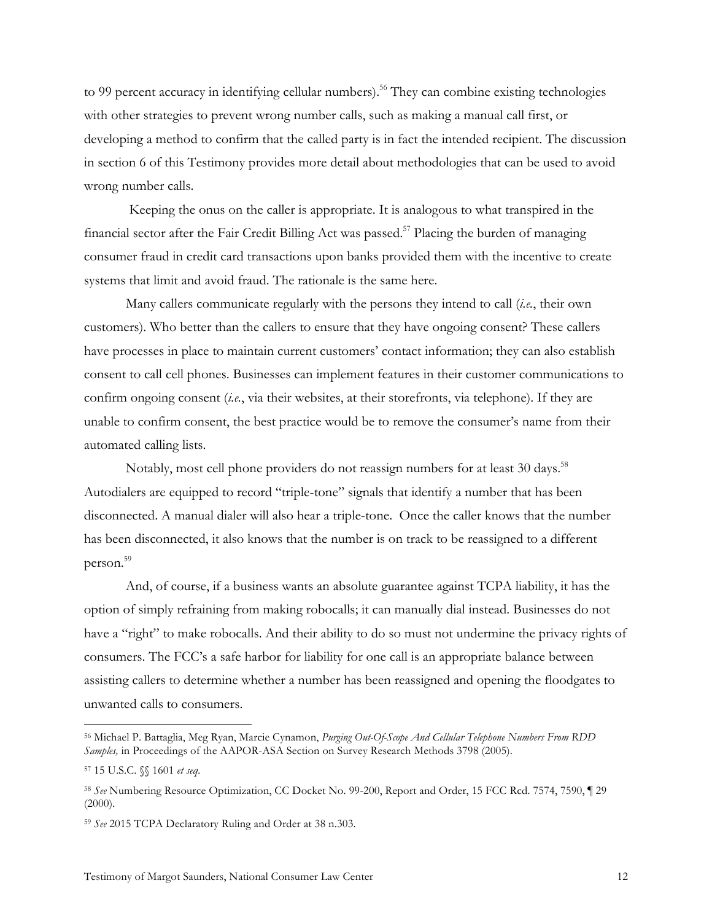to 99 percent accuracy in identifying cellular numbers).[56] They can combine existing technologies with other strategies to prevent wrong number calls, such as making a manual call first, or developing a method to confirm that the called party is in fact the intended recipient. The discussion in section 6 of this Testimony provides more detail about methodologies that can be used to avoid wrong number calls.

Keeping the onus on the caller is appropriate. It is analogous to what transpired in the financial sector after the Fair Credit Billing Act was passed.[57] Placing the burden of managing consumer fraud in credit card transactions upon banks provided them with the incentive to create systems that limit and avoid fraud. The rationale is the same here.

Many callers communicate regularly with the persons they intend to call (*i.e.*, their own customers). Who better than the callers to ensure that they have ongoing consent? These callers have processes in place to maintain current customers' contact information; they can also establish consent to call cell phones. Businesses can implement features in their customer communications to confirm ongoing consent (*i.e.*, via their websites, at their storefronts, via telephone). If they are unable to confirm consent, the best practice would be to remove the consumer's name from their automated calling lists.

Notably, most cell phone providers do not reassign numbers for at least 30 days.[58] Autodialers are equipped to record "triple-tone" signals that identify a number that has been disconnected. A manual dialer will also hear a triple-tone. Once the caller knows that the number has been disconnected, it also knows that the number is on track to be reassigned to a different person.[59]

And, of course, if a business wants an absolute guarantee against TCPA liability, it has the option of simply refraining from making robocalls; it can manually dial instead. Businesses do not have a "right" to make robocalls. And their ability to do so must not undermine the privacy rights of consumers. The FCC's a safe harbor for liability for one call is an appropriate balance between assisting callers to determine whether a number has been reassigned and opening the floodgates to unwanted calls to consumers.

---

[56] Michael P. Battaglia, Meg Ryan, Marcie Cynamon, *Purging Out-Of-Scope And Cellular Telephone Numbers From RDD Samples,* in Proceedings of the AAPOR-ASA Section on Survey Research Methods 3798 (2005).

[57] 15 U.S.C. §§ 1601 *et seq.*

[58] *See* Numbering Resource Optimization, CC Docket No. 99-200, Report and Order, 15 FCC Rcd. 7574, 7590, ¶ 29 (2000).

[59] *See* 2015 TCPA Declaratory Ruling and Order at 38 n.303.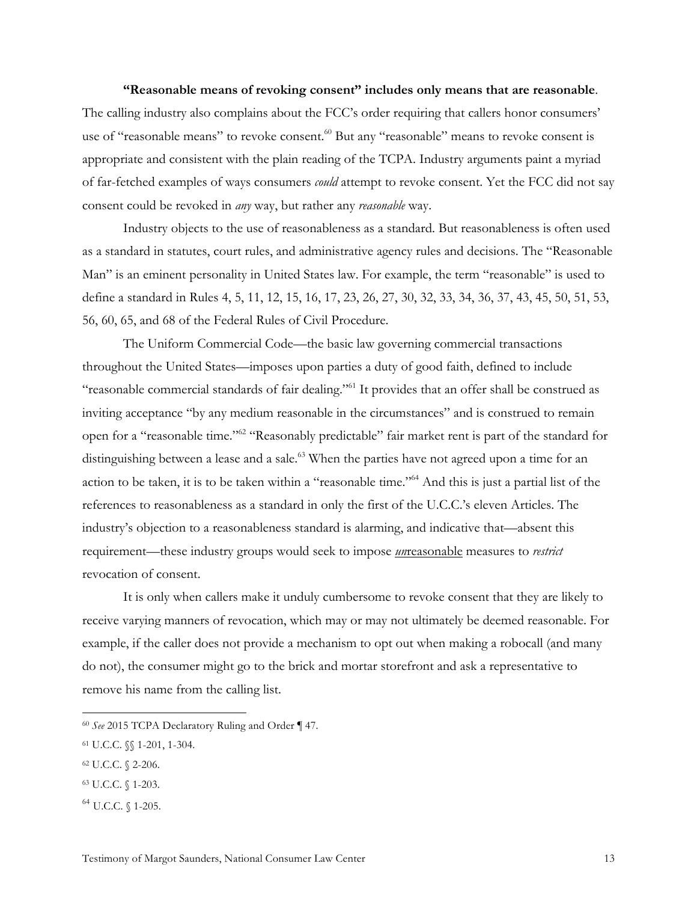**"Reasonable means of revoking consent" includes only means that are reasonable**. The calling industry also complains about the FCC's order requiring that callers honor consumers' use of "reasonable means" to revoke consent.[60] But any "reasonable" means to revoke consent is appropriate and consistent with the plain reading of the TCPA. Industry arguments paint a myriad of far-fetched examples of ways consumers *could* attempt to revoke consent. Yet the FCC did not say consent could be revoked in *any* way, but rather any *reasonable* way.

Industry objects to the use of reasonableness as a standard. But reasonableness is often used as a standard in statutes, court rules, and administrative agency rules and decisions. The "Reasonable Man" is an eminent personality in United States law. For example, the term "reasonable" is used to define a standard in Rules 4, 5, 11, 12, 15, 16, 17, 23, 26, 27, 30, 32, 33, 34, 36, 37, 43, 45, 50, 51, 53, 56, 60, 65, and 68 of the Federal Rules of Civil Procedure.

The Uniform Commercial Code—the basic law governing commercial transactions throughout the United States—imposes upon parties a duty of good faith, defined to include "reasonable commercial standards of fair dealing."[61] It provides that an offer shall be construed as inviting acceptance "by any medium reasonable in the circumstances" and is construed to remain open for a "reasonable time."[62] "Reasonably predictable" fair market rent is part of the standard for distinguishing between a lease and a sale.[63] When the parties have not agreed upon a time for an action to be taken, it is to be taken within a "reasonable time."[64] And this is just a partial list of the references to reasonableness as a standard in only the first of the U.C.C.'s eleven Articles. The industry's objection to a reasonableness standard is alarming, and indicative that—absent this requirement—these industry groups would seek to impose <u>*un*reasonable</u> measures to *restrict* revocation of consent.

It is only when callers make it unduly cumbersome to revoke consent that they are likely to receive varying manners of revocation, which may or may not ultimately be deemed reasonable. For example, if the caller does not provide a mechanism to opt out when making a robocall (and many do not), the consumer might go to the brick and mortar storefront and ask a representative to remove his name from the calling list.

---

[60] *See* 2015 TCPA Declaratory Ruling and Order ¶ 47.

[61] U.C.C. §§ 1-201, 1-304.

[62] U.C.C. § 2-206.

[63] U.C.C. § 1-203.

[64] U.C.C. § 1-205.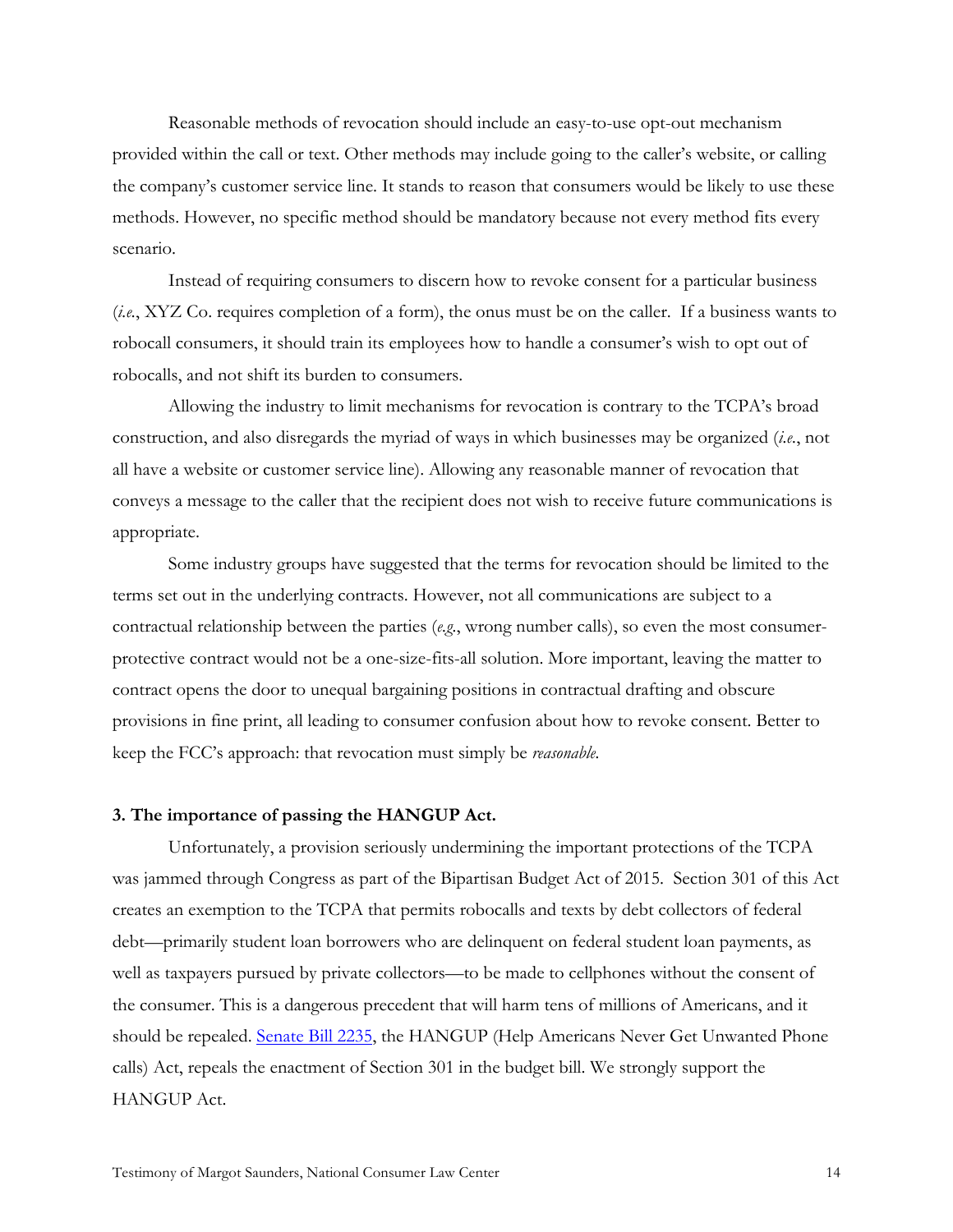Reasonable methods of revocation should include an easy-to-use opt-out mechanism provided within the call or text. Other methods may include going to the caller's website, or calling the company's customer service line. It stands to reason that consumers would be likely to use these methods. However, no specific method should be mandatory because not every method fits every scenario.

Instead of requiring consumers to discern how to revoke consent for a particular business (*i.e.*, XYZ Co. requires completion of a form), the onus must be on the caller. If a business wants to robocall consumers, it should train its employees how to handle a consumer's wish to opt out of robocalls, and not shift its burden to consumers.

Allowing the industry to limit mechanisms for revocation is contrary to the TCPA's broad construction, and also disregards the myriad of ways in which businesses may be organized (*i.e.*, not all have a website or customer service line). Allowing any reasonable manner of revocation that conveys a message to the caller that the recipient does not wish to receive future communications is appropriate.

Some industry groups have suggested that the terms for revocation should be limited to the terms set out in the underlying contracts. However, not all communications are subject to a contractual relationship between the parties (*e.g.*, wrong number calls), so even the most consumer-protective contract would not be a one-size-fits-all solution. More important, leaving the matter to contract opens the door to unequal bargaining positions in contractual drafting and obscure provisions in fine print, all leading to consumer confusion about how to revoke consent. Better to keep the FCC's approach: that revocation must simply be *reasonable.*

### 3. The importance of passing the HANGUP Act.

Unfortunately, a provision seriously undermining the important protections of the TCPA was jammed through Congress as part of the Bipartisan Budget Act of 2015. Section 301 of this Act creates an exemption to the TCPA that permits robocalls and texts by debt collectors of federal debt—primarily student loan borrowers who are delinquent on federal student loan payments, as well as taxpayers pursued by private collectors—to be made to cellphones without the consent of the consumer. This is a dangerous precedent that will harm tens of millions of Americans, and it should be repealed. Senate Bill 2235, the HANGUP (Help Americans Never Get Unwanted Phone calls) Act, repeals the enactment of Section 301 in the budget bill. We strongly support the HANGUP Act.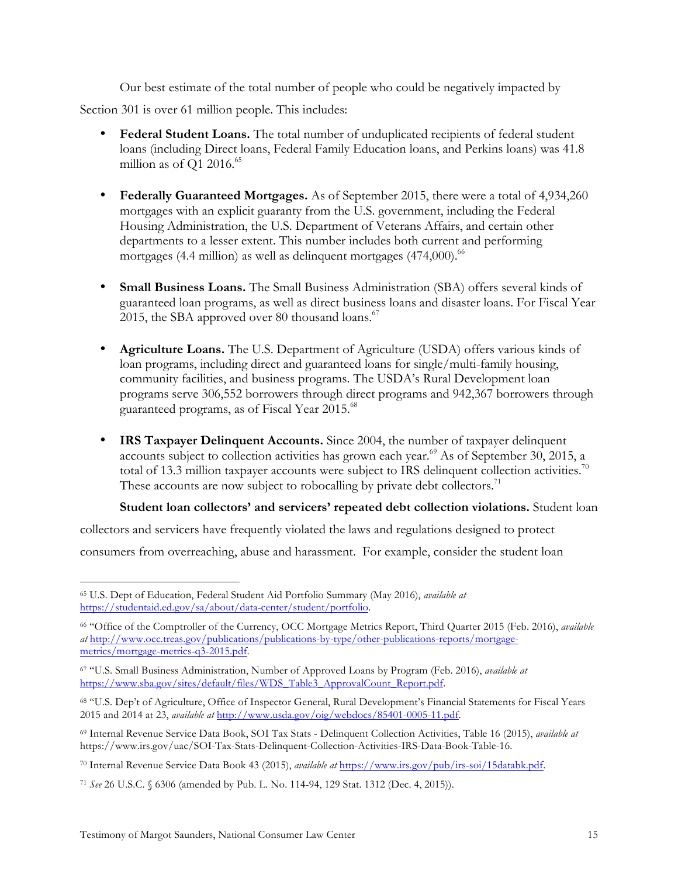Our best estimate of the total number of people who could be negatively impacted by Section 301 is over 61 million people. This includes:

- **Federal Student Loans.** The total number of unduplicated recipients of federal student loans (including Direct loans, Federal Family Education loans, and Perkins loans) was 41.8 million as of Q1 2016.[65]

- **Federally Guaranteed Mortgages.** As of September 2015, there were a total of 4,934,260 mortgages with an explicit guaranty from the U.S. government, including the Federal Housing Administration, the U.S. Department of Veterans Affairs, and certain other departments to a lesser extent. This number includes both current and performing mortgages (4.4 million) as well as delinquent mortgages (474,000).[66]

- **Small Business Loans.** The Small Business Administration (SBA) offers several kinds of guaranteed loan programs, as well as direct business loans and disaster loans. For Fiscal Year 2015, the SBA approved over 80 thousand loans.[67]

- **Agriculture Loans.** The U.S. Department of Agriculture (USDA) offers various kinds of loan programs, including direct and guaranteed loans for single/multi-family housing, community facilities, and business programs. The USDA's Rural Development loan programs serve 306,552 borrowers through direct programs and 942,367 borrowers through guaranteed programs, as of Fiscal Year 2015.[68]

- **IRS Taxpayer Delinquent Accounts.** Since 2004, the number of taxpayer delinquent accounts subject to collection activities has grown each year.[69] As of September 30, 2015, a total of 13.3 million taxpayer accounts were subject to IRS delinquent collection activities.[70] These accounts are now subject to robocalling by private debt collectors.[71]

**Student loan collectors' and servicers' repeated debt collection violations.** Student loan collectors and servicers have frequently violated the laws and regulations designed to protect consumers from overreaching, abuse and harassment. For example, consider the student loan

---

[65] U.S. Dept of Education, Federal Student Aid Portfolio Summary (May 2016), *available at* https://studentaid.ed.gov/sa/about/data-center/student/portfolio.

[66] "Office of the Comptroller of the Currency, OCC Mortgage Metrics Report, Third Quarter 2015 (Feb. 2016), *available at* http://www.occ.treas.gov/publications/publications-by-type/other-publications-reports/mortgage-metrics/mortgage-metrics-q3-2015.pdf.

[67] "U.S. Small Business Administration, Number of Approved Loans by Program (Feb. 2016), *available at* https://www.sba.gov/sites/default/files/WDS_Table3_ApprovalCount_Report.pdf.

[68] "U.S. Dep't of Agriculture, Office of Inspector General, Rural Development's Financial Statements for Fiscal Years 2015 and 2014 at 23, *available at* http://www.usda.gov/oig/webdocs/85401-0005-11.pdf.

[69] Internal Revenue Service Data Book, SOI Tax Stats - Delinquent Collection Activities, Table 16 (2015), *available at* https://www.irs.gov/uac/SOI-Tax-Stats-Delinquent-Collection-Activities-IRS-Data-Book-Table-16.

[70] Internal Revenue Service Data Book 43 (2015), *available at* https://www.irs.gov/pub/irs-soi/15databk.pdf.

[71] *See* 26 U.S.C. § 6306 (amended by Pub. L. No. 114-94, 129 Stat. 1312 (Dec. 4, 2015)).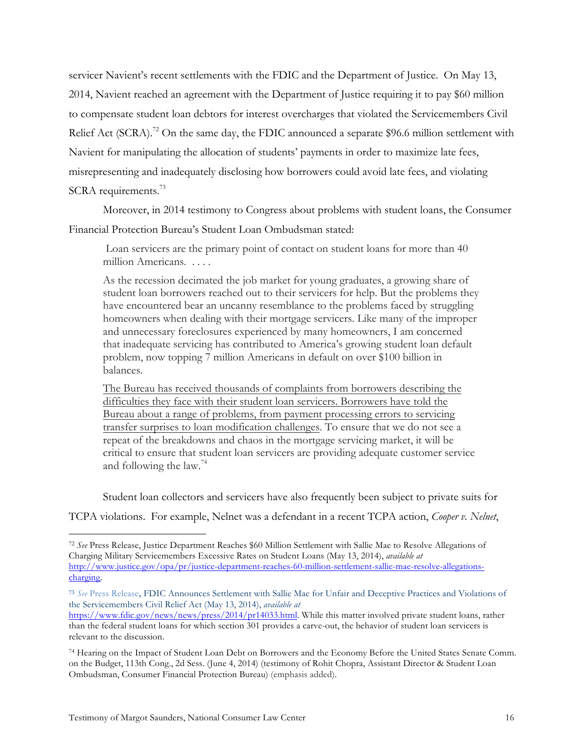servicer Navient's recent settlements with the FDIC and the Department of Justice. On May 13, 2014, Navient reached an agreement with the Department of Justice requiring it to pay $60 million to compensate student loan debtors for interest overcharges that violated the Servicemembers Civil Relief Act (SCRA).[72] On the same day, the FDIC announced a separate $96.6 million settlement with Navient for manipulating the allocation of students' payments in order to maximize late fees, misrepresenting and inadequately disclosing how borrowers could avoid late fees, and violating SCRA requirements.[73]

Moreover, in 2014 testimony to Congress about problems with student loans, the Consumer Financial Protection Bureau's Student Loan Ombudsman stated:

> Loan servicers are the primary point of contact on student loans for more than 40 million Americans. . . . .
>
> As the recession decimated the job market for young graduates, a growing share of student loan borrowers reached out to their servicers for help. But the problems they have encountered bear an uncanny resemblance to the problems faced by struggling homeowners when dealing with their mortgage servicers. Like many of the improper and unnecessary foreclosures experienced by many homeowners, I am concerned that inadequate servicing has contributed to America's growing student loan default problem, now topping 7 million Americans in default on over $100 billion in balances.
>
> <u>The Bureau has received thousands of complaints from borrowers describing the difficulties they face with their student loan servicers. Borrowers have told the Bureau about a range of problems, from payment processing errors to servicing transfer surprises to loan modification challenges</u>. To ensure that we do not see a repeat of the breakdowns and chaos in the mortgage servicing market, it will be critical to ensure that student loan servicers are providing adequate customer service and following the law.[74]

Student loan collectors and servicers have also frequently been subject to private suits for TCPA violations. For example, Nelnet was a defendant in a recent TCPA action, *Cooper v. Nelnet*,

---

[72] *See* Press Release, Justice Department Reaches $60 Million Settlement with Sallie Mae to Resolve Allegations of Charging Military Servicemembers Excessive Rates on Student Loans (May 13, 2014), *available at* http://www.justice.gov/opa/pr/justice-department-reaches-60-million-settlement-sallie-mae-resolve-allegations-charging.

[73] *See* Press Release, FDIC Announces Settlement with Sallie Mae for Unfair and Deceptive Practices and Violations of the Servicemembers Civil Relief Act (May 13, 2014), *available at* https://www.fdic.gov/news/news/press/2014/pr14033.html. While this matter involved private student loans, rather than the federal student loans for which section 301 provides a carve-out, the behavior of student loan servicers is relevant to the discussion.

[74] Hearing on the Impact of Student Loan Debt on Borrowers and the Economy Before the United States Senate Comm. on the Budget, 113th Cong., 2d Sess. (June 4, 2014) (testimony of Rohit Chopra, Assistant Director & Student Loan Ombudsman, Consumer Financial Protection Bureau) (emphasis added).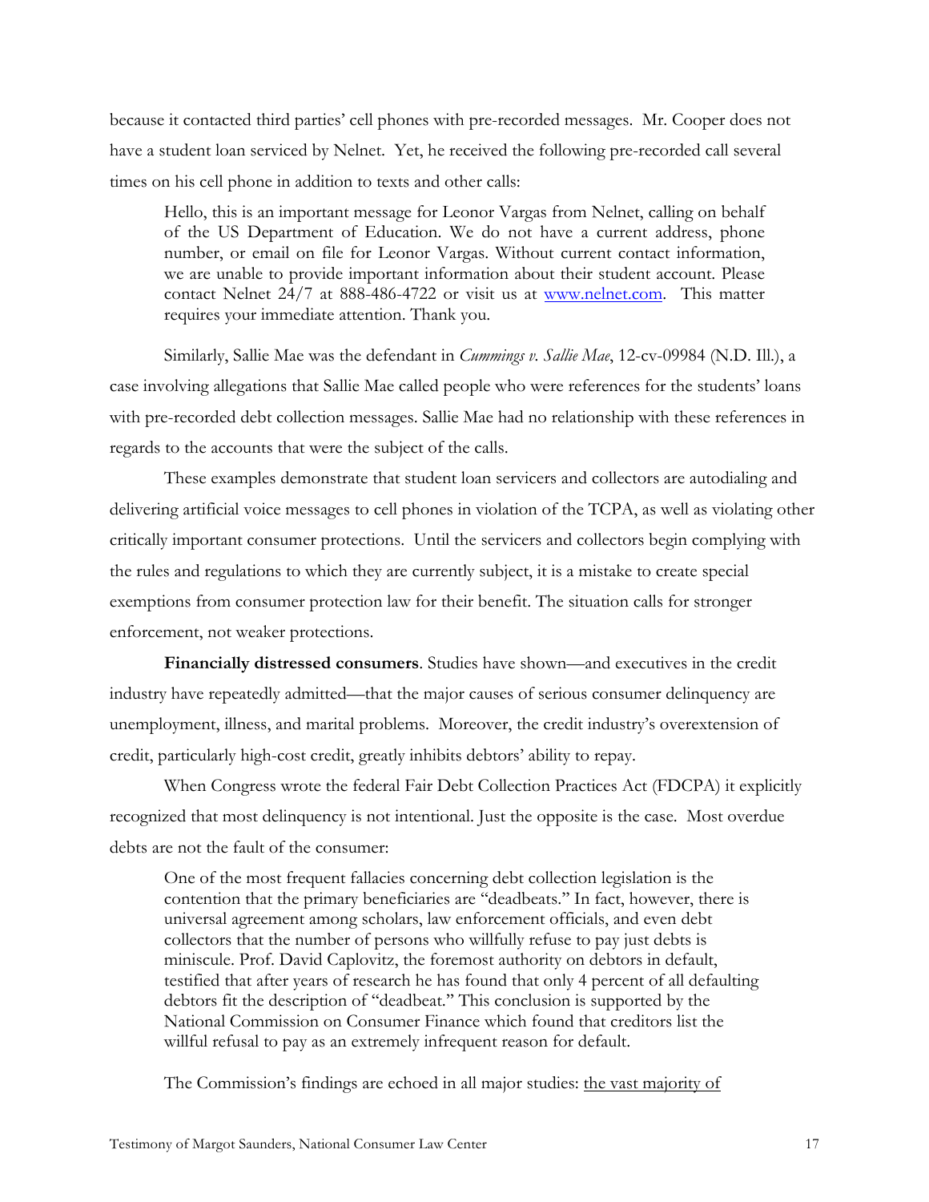because it contacted third parties' cell phones with pre-recorded messages. Mr. Cooper does not have a student loan serviced by Nelnet. Yet, he received the following pre-recorded call several times on his cell phone in addition to texts and other calls:

> Hello, this is an important message for Leonor Vargas from Nelnet, calling on behalf of the US Department of Education. We do not have a current address, phone number, or email on file for Leonor Vargas. Without current contact information, we are unable to provide important information about their student account. Please contact Nelnet 24/7 at 888-486-4722 or visit us at www.nelnet.com. This matter requires your immediate attention. Thank you.

Similarly, Sallie Mae was the defendant in *Cummings v. Sallie Mae*, 12-cv-09984 (N.D. Ill.), a case involving allegations that Sallie Mae called people who were references for the students' loans with pre-recorded debt collection messages. Sallie Mae had no relationship with these references in regards to the accounts that were the subject of the calls.

These examples demonstrate that student loan servicers and collectors are autodialing and delivering artificial voice messages to cell phones in violation of the TCPA, as well as violating other critically important consumer protections. Until the servicers and collectors begin complying with the rules and regulations to which they are currently subject, it is a mistake to create special exemptions from consumer protection law for their benefit. The situation calls for stronger enforcement, not weaker protections.

**Financially distressed consumers**. Studies have shown—and executives in the credit industry have repeatedly admitted—that the major causes of serious consumer delinquency are unemployment, illness, and marital problems. Moreover, the credit industry's overextension of credit, particularly high-cost credit, greatly inhibits debtors' ability to repay.

When Congress wrote the federal Fair Debt Collection Practices Act (FDCPA) it explicitly recognized that most delinquency is not intentional. Just the opposite is the case. Most overdue debts are not the fault of the consumer:

> One of the most frequent fallacies concerning debt collection legislation is the contention that the primary beneficiaries are "deadbeats." In fact, however, there is universal agreement among scholars, law enforcement officials, and even debt collectors that the number of persons who willfully refuse to pay just debts is miniscule. Prof. David Caplovitz, the foremost authority on debtors in default, testified that after years of research he has found that only 4 percent of all defaulting debtors fit the description of "deadbeat." This conclusion is supported by the National Commission on Consumer Finance which found that creditors list the willful refusal to pay as an extremely infrequent reason for default.
>
> The Commission's findings are echoed in all major studies: <u>the vast majority of</u>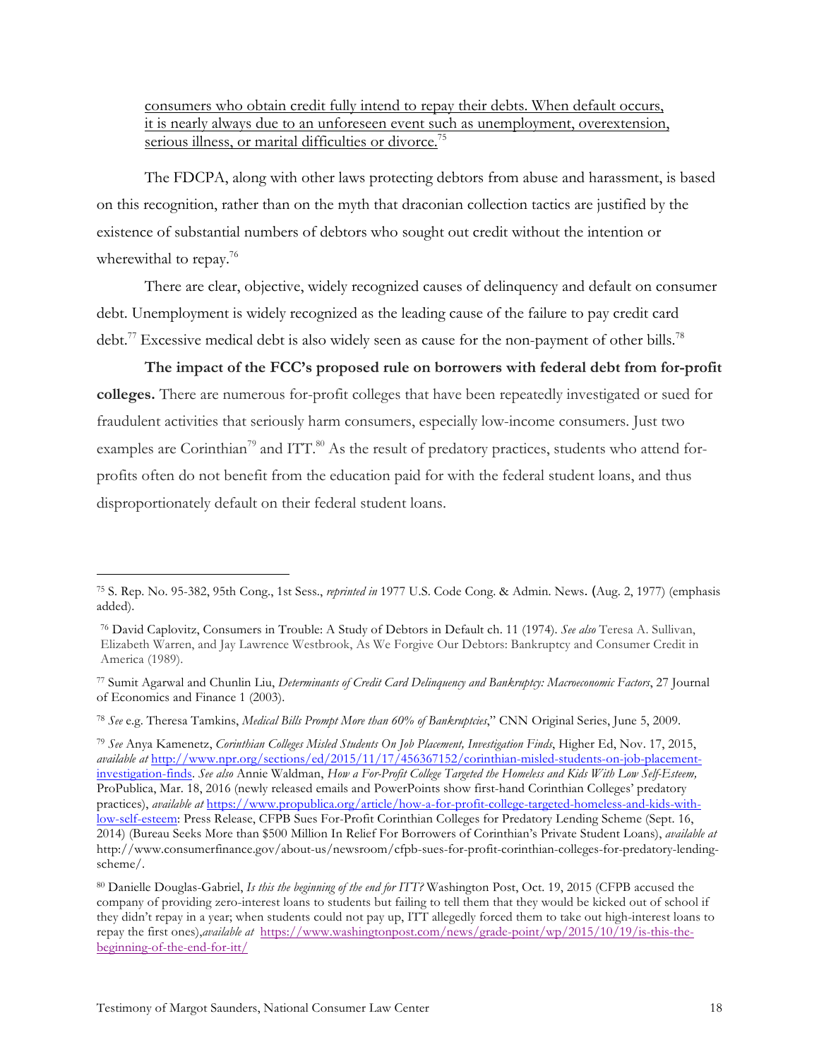consumers who obtain credit fully intend to repay their debts. When default occurs, it is nearly always due to an unforeseen event such as unemployment, overextension, serious illness, or marital difficulties or divorce.[75]

The FDCPA, along with other laws protecting debtors from abuse and harassment, is based on this recognition, rather than on the myth that draconian collection tactics are justified by the existence of substantial numbers of debtors who sought out credit without the intention or wherewithal to repay.[76]

There are clear, objective, widely recognized causes of delinquency and default on consumer debt. Unemployment is widely recognized as the leading cause of the failure to pay credit card debt.[77] Excessive medical debt is also widely seen as cause for the non-payment of other bills.[78]

**The impact of the FCC's proposed rule on borrowers with federal debt from for-profit colleges.** There are numerous for-profit colleges that have been repeatedly investigated or sued for fraudulent activities that seriously harm consumers, especially low-income consumers. Just two examples are Corinthian[79] and ITT.[80] As the result of predatory practices, students who attend for-profits often do not benefit from the education paid for with the federal student loans, and thus disproportionately default on their federal student loans.

---

[75] S. Rep. No. 95-382, 95th Cong., 1st Sess., *reprinted in* 1977 U.S. Code Cong. & Admin. News. (Aug. 2, 1977) (emphasis added).

[76] David Caplovitz, Consumers in Trouble: A Study of Debtors in Default ch. 11 (1974). *See also* Teresa A. Sullivan, Elizabeth Warren, and Jay Lawrence Westbrook, As We Forgive Our Debtors: Bankruptcy and Consumer Credit in America (1989).

[77] Sumit Agarwal and Chunlin Liu, *Determinants of Credit Card Delinquency and Bankruptcy: Macroeconomic Factors*, 27 Journal of Economics and Finance 1 (2003).

[78] *See* e.g. Theresa Tamkins, *Medical Bills Prompt More than 60% of Bankruptcies*," CNN Original Series, June 5, 2009.

[79] *See* Anya Kamenetz, *Corinthian Colleges Misled Students On Job Placement, Investigation Finds*, Higher Ed, Nov. 17, 2015, *available at* http://www.npr.org/sections/ed/2015/11/17/456367152/corinthian-misled-students-on-job-placement-investigation-finds. *See also* Annie Waldman, *How a For-Profit College Targeted the Homeless and Kids With Low Self-Esteem,* ProPublica, Mar. 18, 2016 (newly released emails and PowerPoints show first-hand Corinthian Colleges' predatory practices), *available at* https://www.propublica.org/article/how-a-for-profit-college-targeted-homeless-and-kids-with-low-self-esteem: Press Release, CFPB Sues For-Profit Corinthian Colleges for Predatory Lending Scheme (Sept. 16, 2014) (Bureau Seeks More than $500 Million In Relief For Borrowers of Corinthian's Private Student Loans), *available at* http://www.consumerfinance.gov/about-us/newsroom/cfpb-sues-for-profit-corinthian-colleges-for-predatory-lending-scheme/.

[80] Danielle Douglas-Gabriel, *Is this the beginning of the end for ITT?* Washington Post, Oct. 19, 2015 (CFPB accused the company of providing zero-interest loans to students but failing to tell them that they would be kicked out of school if they didn't repay in a year; when students could not pay up, ITT allegedly forced them to take out high-interest loans to repay the first ones),*available at* https://www.washingtonpost.com/news/grade-point/wp/2015/10/19/is-this-the-beginning-of-the-end-for-itt/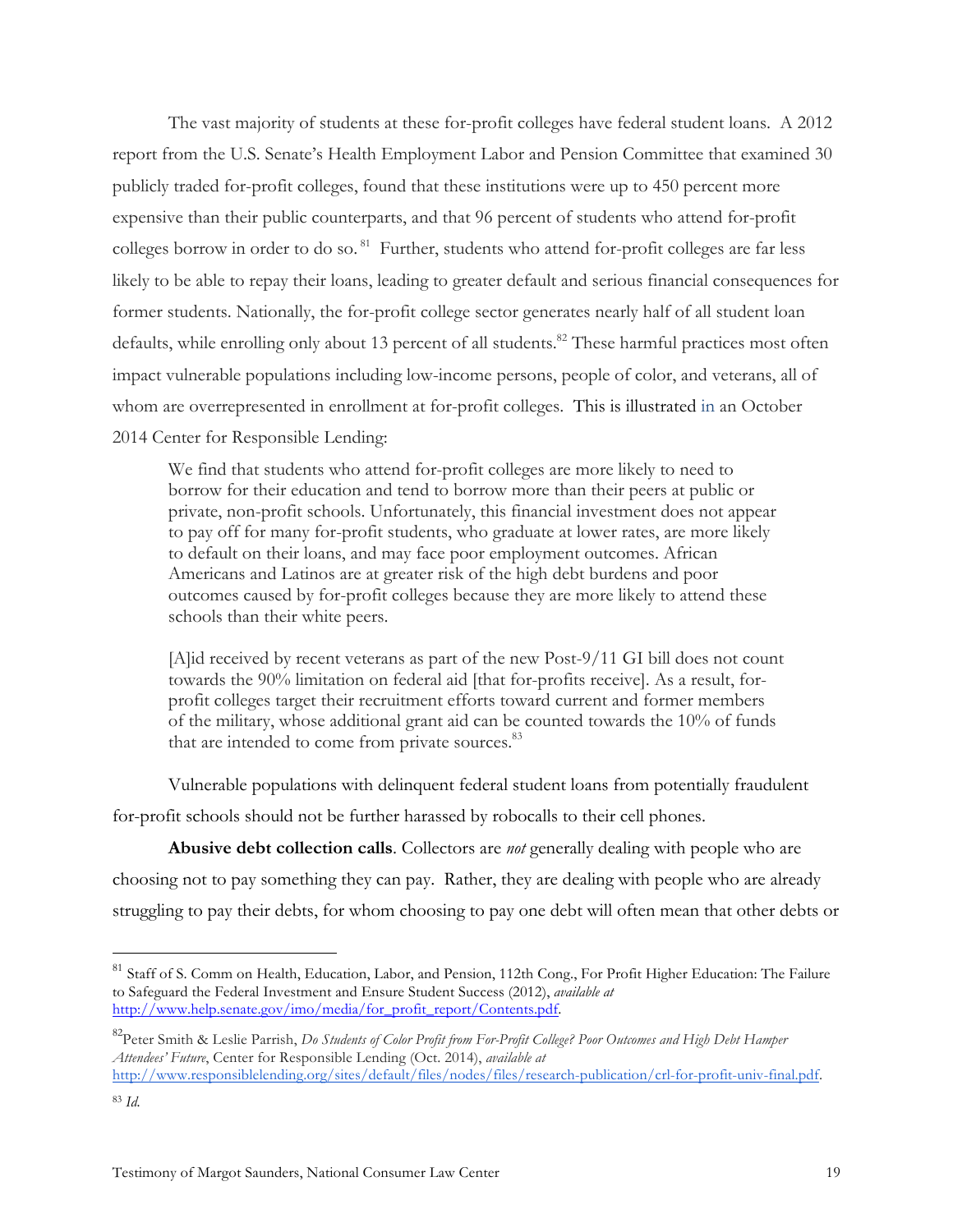The vast majority of students at these for-profit colleges have federal student loans. A 2012 report from the U.S. Senate's Health Employment Labor and Pension Committee that examined 30 publicly traded for-profit colleges, found that these institutions were up to 450 percent more expensive than their public counterparts, and that 96 percent of students who attend for-profit colleges borrow in order to do so.[81] Further, students who attend for-profit colleges are far less likely to be able to repay their loans, leading to greater default and serious financial consequences for former students. Nationally, the for-profit college sector generates nearly half of all student loan defaults, while enrolling only about 13 percent of all students.[82] These harmful practices most often impact vulnerable populations including low-income persons, people of color, and veterans, all of whom are overrepresented in enrollment at for-profit colleges. This is illustrated in an October 2014 Center for Responsible Lending:

> We find that students who attend for-profit colleges are more likely to need to borrow for their education and tend to borrow more than their peers at public or private, non-profit schools. Unfortunately, this financial investment does not appear to pay off for many for-profit students, who graduate at lower rates, are more likely to default on their loans, and may face poor employment outcomes. African Americans and Latinos are at greater risk of the high debt burdens and poor outcomes caused by for-profit colleges because they are more likely to attend these schools than their white peers.
>
> [A]id received by recent veterans as part of the new Post-9/11 GI bill does not count towards the 90% limitation on federal aid [that for-profits receive]. As a result, for-profit colleges target their recruitment efforts toward current and former members of the military, whose additional grant aid can be counted towards the 10% of funds that are intended to come from private sources.[83]

Vulnerable populations with delinquent federal student loans from potentially fraudulent for-profit schools should not be further harassed by robocalls to their cell phones.

**Abusive debt collection calls**. Collectors are *not* generally dealing with people who are choosing not to pay something they can pay. Rather, they are dealing with people who are already struggling to pay their debts, for whom choosing to pay one debt will often mean that other debts or

---

[81] Staff of S. Comm on Health, Education, Labor, and Pension, 112th Cong., For Profit Higher Education: The Failure to Safeguard the Federal Investment and Ensure Student Success (2012), *available at* http://www.help.senate.gov/imo/media/for_profit_report/Contents.pdf.

[82] Peter Smith & Leslie Parrish, *Do Students of Color Profit from For-Profit College? Poor Outcomes and High Debt Hamper Attendees' Future*, Center for Responsible Lending (Oct. 2014), *available at* http://www.responsiblelending.org/sites/default/files/nodes/files/research-publication/crl-for-profit-univ-final.pdf.

[83] *Id.*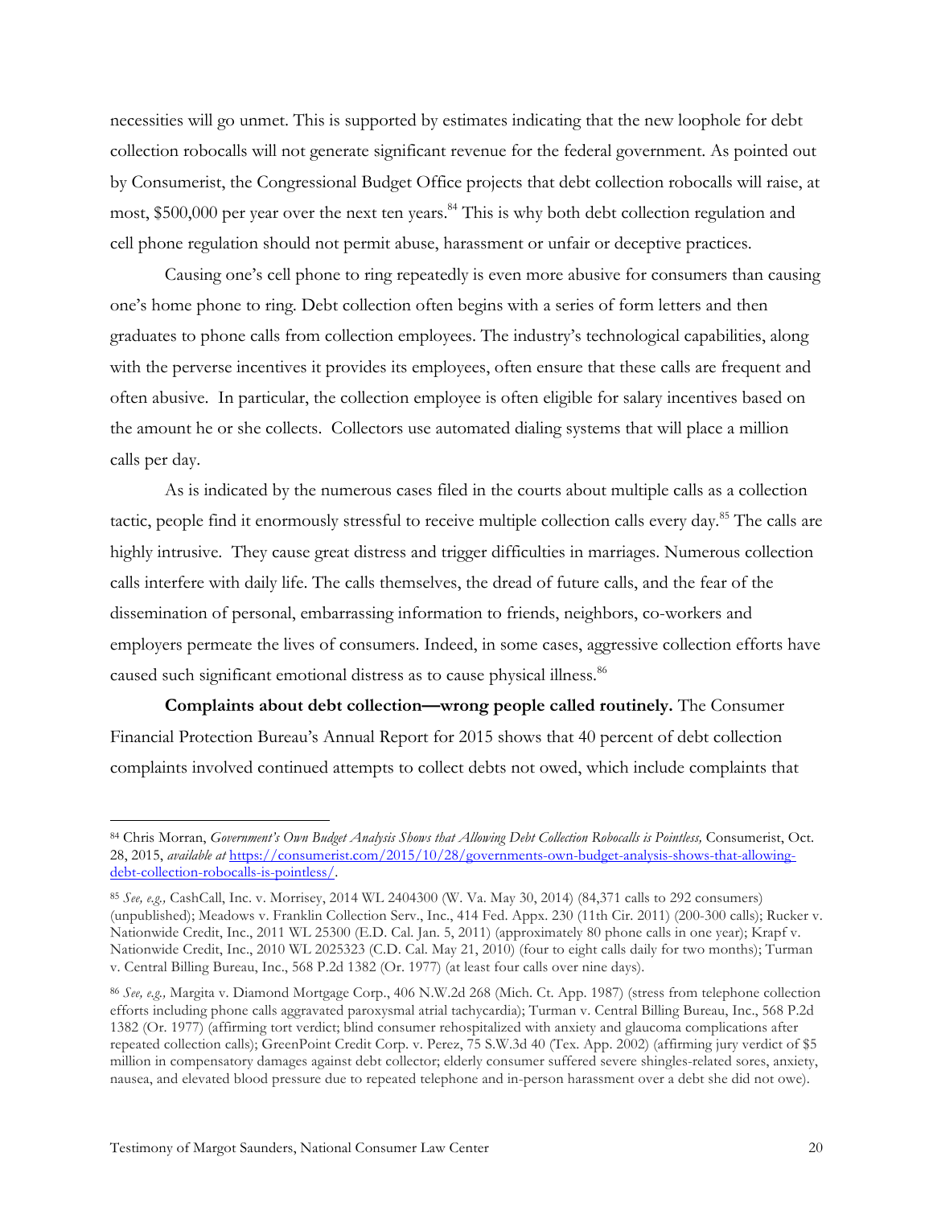necessities will go unmet. This is supported by estimates indicating that the new loophole for debt collection robocalls will not generate significant revenue for the federal government. As pointed out by Consumerist, the Congressional Budget Office projects that debt collection robocalls will raise, at most, $500,000 per year over the next ten years.[84] This is why both debt collection regulation and cell phone regulation should not permit abuse, harassment or unfair or deceptive practices.

Causing one's cell phone to ring repeatedly is even more abusive for consumers than causing one's home phone to ring. Debt collection often begins with a series of form letters and then graduates to phone calls from collection employees. The industry's technological capabilities, along with the perverse incentives it provides its employees, often ensure that these calls are frequent and often abusive. In particular, the collection employee is often eligible for salary incentives based on the amount he or she collects. Collectors use automated dialing systems that will place a million calls per day.

As is indicated by the numerous cases filed in the courts about multiple calls as a collection tactic, people find it enormously stressful to receive multiple collection calls every day.[85] The calls are highly intrusive. They cause great distress and trigger difficulties in marriages. Numerous collection calls interfere with daily life. The calls themselves, the dread of future calls, and the fear of the dissemination of personal, embarrassing information to friends, neighbors, co-workers and employers permeate the lives of consumers. Indeed, in some cases, aggressive collection efforts have caused such significant emotional distress as to cause physical illness.[86]

**Complaints about debt collection—wrong people called routinely.** The Consumer Financial Protection Bureau's Annual Report for 2015 shows that 40 percent of debt collection complaints involved continued attempts to collect debts not owed, which include complaints that

---

[84] Chris Morran, *Government's Own Budget Analysis Shows that Allowing Debt Collection Robocalls is Pointless,* Consumerist, Oct. 28, 2015, *available at* https://consumerist.com/2015/10/28/governments-own-budget-analysis-shows-that-allowing-debt-collection-robocalls-is-pointless/.

[85] *See, e.g.,* CashCall, Inc. v. Morrisey, 2014 WL 2404300 (W. Va. May 30, 2014) (84,371 calls to 292 consumers) (unpublished); Meadows v. Franklin Collection Serv., Inc., 414 Fed. Appx. 230 (11th Cir. 2011) (200-300 calls); Rucker v. Nationwide Credit, Inc., 2011 WL 25300 (E.D. Cal. Jan. 5, 2011) (approximately 80 phone calls in one year); Krapf v. Nationwide Credit, Inc., 2010 WL 2025323 (C.D. Cal. May 21, 2010) (four to eight calls daily for two months); Turman v. Central Billing Bureau, Inc., 568 P.2d 1382 (Or. 1977) (at least four calls over nine days).

[86] *See, e.g.,* Margita v. Diamond Mortgage Corp., 406 N.W.2d 268 (Mich. Ct. App. 1987) (stress from telephone collection efforts including phone calls aggravated paroxysmal atrial tachycardia); Turman v. Central Billing Bureau, Inc., 568 P.2d 1382 (Or. 1977) (affirming tort verdict; blind consumer rehospitalized with anxiety and glaucoma complications after repeated collection calls); GreenPoint Credit Corp. v. Perez, 75 S.W.3d 40 (Tex. App. 2002) (affirming jury verdict of $5 million in compensatory damages against debt collector; elderly consumer suffered severe shingles-related sores, anxiety, nausea, and elevated blood pressure due to repeated telephone and in-person harassment over a debt she did not owe).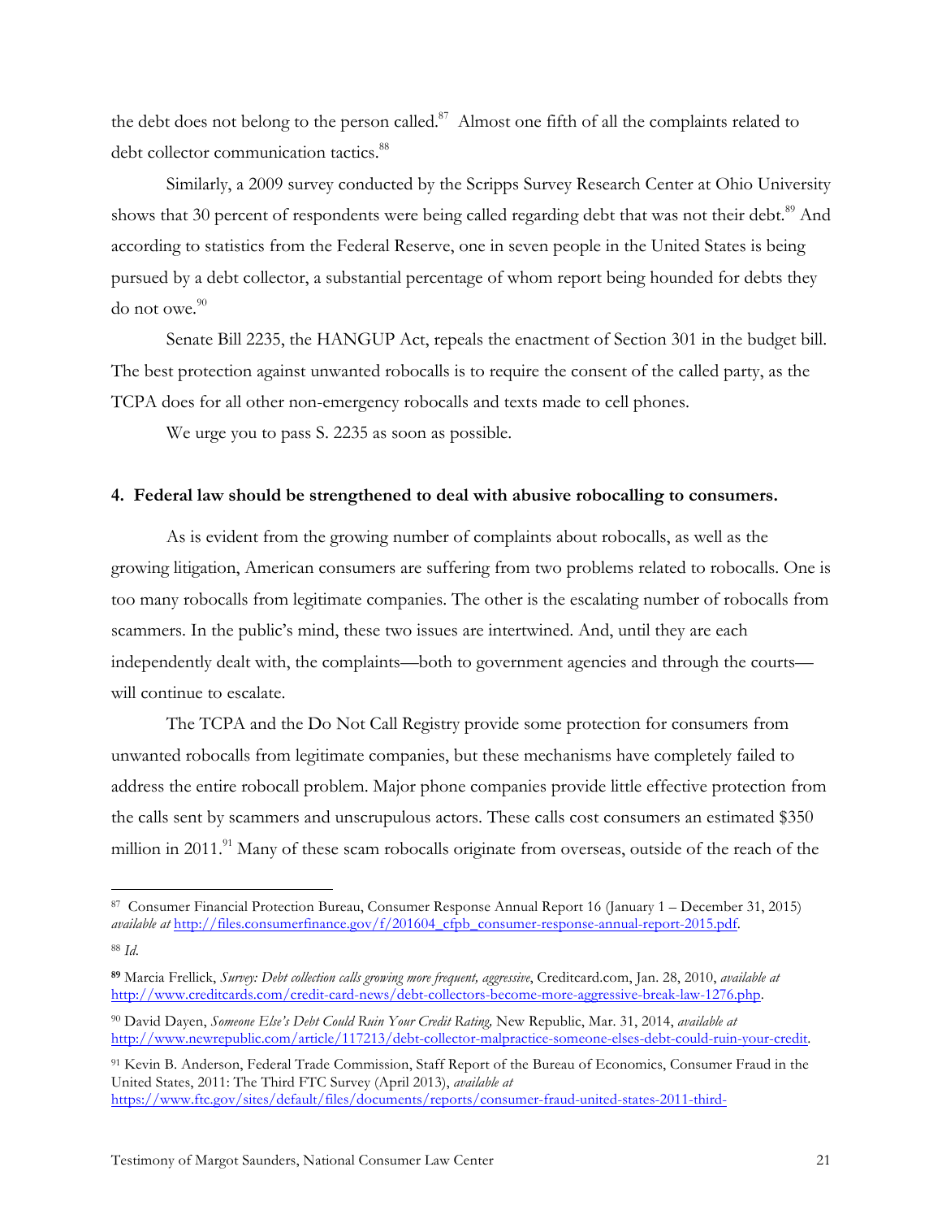the debt does not belong to the person called.[87] Almost one fifth of all the complaints related to debt collector communication tactics.[88]

Similarly, a 2009 survey conducted by the Scripps Survey Research Center at Ohio University shows that 30 percent of respondents were being called regarding debt that was not their debt.[89] And according to statistics from the Federal Reserve, one in seven people in the United States is being pursued by a debt collector, a substantial percentage of whom report being hounded for debts they do not owe.[90]

Senate Bill 2235, the HANGUP Act, repeals the enactment of Section 301 in the budget bill. The best protection against unwanted robocalls is to require the consent of the called party, as the TCPA does for all other non-emergency robocalls and texts made to cell phones.

We urge you to pass S. 2235 as soon as possible.

**4. Federal law should be strengthened to deal with abusive robocalling to consumers.**

As is evident from the growing number of complaints about robocalls, as well as the growing litigation, American consumers are suffering from two problems related to robocalls. One is too many robocalls from legitimate companies. The other is the escalating number of robocalls from scammers. In the public's mind, these two issues are intertwined. And, until they are each independently dealt with, the complaints—both to government agencies and through the courts—will continue to escalate.

The TCPA and the Do Not Call Registry provide some protection for consumers from unwanted robocalls from legitimate companies, but these mechanisms have completely failed to address the entire robocall problem. Major phone companies provide little effective protection from the calls sent by scammers and unscrupulous actors. These calls cost consumers an estimated $350 million in 2011.[91] Many of these scam robocalls originate from overseas, outside of the reach of the

---

[87] Consumer Financial Protection Bureau, Consumer Response Annual Report 16 (January 1 – December 31, 2015) *available at* http://files.consumerfinance.gov/f/201604_cfpb_consumer-response-annual-report-2015.pdf.

[88] *Id.*

[89] Marcia Frellick, *Survey: Debt collection calls growing more frequent, aggressive*, Creditcard.com, Jan. 28, 2010, *available at* http://www.creditcards.com/credit-card-news/debt-collectors-become-more-aggressive-break-law-1276.php.

[90] David Dayen, *Someone Else's Debt Could Ruin Your Credit Rating,* New Republic, Mar. 31, 2014, *available at* http://www.newrepublic.com/article/117213/debt-collector-malpractice-someone-elses-debt-could-ruin-your-credit.

[91] Kevin B. Anderson, Federal Trade Commission, Staff Report of the Bureau of Economics, Consumer Fraud in the United States, 2011: The Third FTC Survey (April 2013), *available at* https://www.ftc.gov/sites/default/files/documents/reports/consumer-fraud-united-states-2011-third-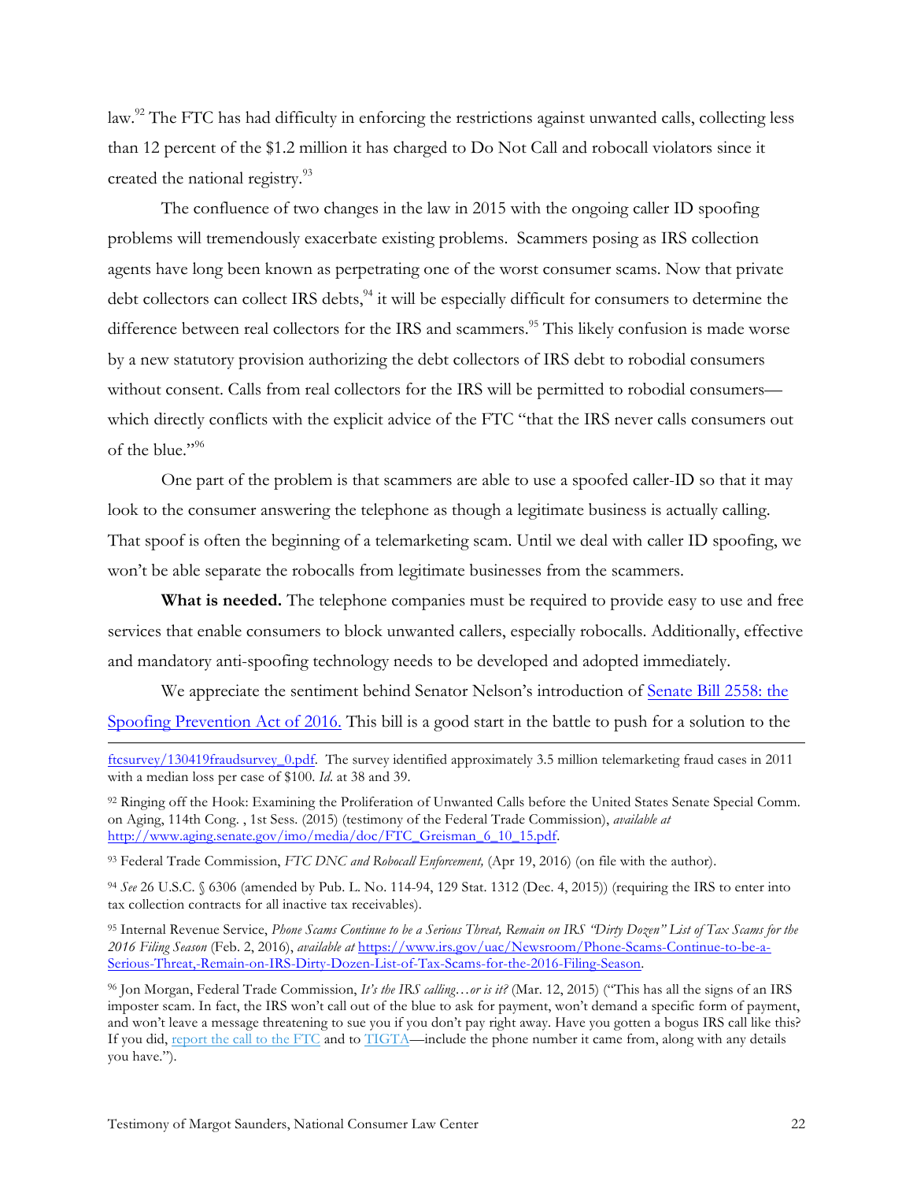law.[92] The FTC has had difficulty in enforcing the restrictions against unwanted calls, collecting less than 12 percent of the $1.2 million it has charged to Do Not Call and robocall violators since it created the national registry.[93]

The confluence of two changes in the law in 2015 with the ongoing caller ID spoofing problems will tremendously exacerbate existing problems. Scammers posing as IRS collection agents have long been known as perpetrating one of the worst consumer scams. Now that private debt collectors can collect IRS debts,[94] it will be especially difficult for consumers to determine the difference between real collectors for the IRS and scammers.[95] This likely confusion is made worse by a new statutory provision authorizing the debt collectors of IRS debt to robodial consumers without consent. Calls from real collectors for the IRS will be permitted to robodial consumers—which directly conflicts with the explicit advice of the FTC "that the IRS never calls consumers out of the blue."[96]

One part of the problem is that scammers are able to use a spoofed caller-ID so that it may look to the consumer answering the telephone as though a legitimate business is actually calling. That spoof is often the beginning of a telemarketing scam. Until we deal with caller ID spoofing, we won't be able separate the robocalls from legitimate businesses from the scammers.

**What is needed.** The telephone companies must be required to provide easy to use and free services that enable consumers to block unwanted callers, especially robocalls. Additionally, effective and mandatory anti-spoofing technology needs to be developed and adopted immediately.

We appreciate the sentiment behind Senator Nelson's introduction of Senate Bill 2558: the Spoofing Prevention Act of 2016. This bill is a good start in the battle to push for a solution to the

---

ftcsurvey/130419fraudsurvey_0.pdf. The survey identified approximately 3.5 million telemarketing fraud cases in 2011 with a median loss per case of $100. *Id.* at 38 and 39.

[92] Ringing off the Hook: Examining the Proliferation of Unwanted Calls before the United States Senate Special Comm. on Aging, 114th Cong. , 1st Sess. (2015) (testimony of the Federal Trade Commission), *available at* http://www.aging.senate.gov/imo/media/doc/FTC_Greisman_6_10_15.pdf.

[93] Federal Trade Commission, *FTC DNC and Robocall Enforcement,* (Apr 19, 2016) (on file with the author).

[94] *See* 26 U.S.C. § 6306 (amended by Pub. L. No. 114-94, 129 Stat. 1312 (Dec. 4, 2015)) (requiring the IRS to enter into tax collection contracts for all inactive tax receivables).

[95] Internal Revenue Service, *Phone Scams Continue to be a Serious Threat, Remain on IRS "Dirty Dozen" List of Tax Scams for the 2016 Filing Season* (Feb. 2, 2016), *available at* https://www.irs.gov/uac/Newsroom/Phone-Scams-Continue-to-be-a-Serious-Threat,-Remain-on-IRS-Dirty-Dozen-List-of-Tax-Scams-for-the-2016-Filing-Season.

[96] Jon Morgan, Federal Trade Commission, *It's the IRS calling…or is it?* (Mar. 12, 2015) ("This has all the signs of an IRS imposter scam. In fact, the IRS won't call out of the blue to ask for payment, won't demand a specific form of payment, and won't leave a message threatening to sue you if you don't pay right away. Have you gotten a bogus IRS call like this? If you did, report the call to the FTC and to TIGTA—include the phone number it came from, along with any details you have.").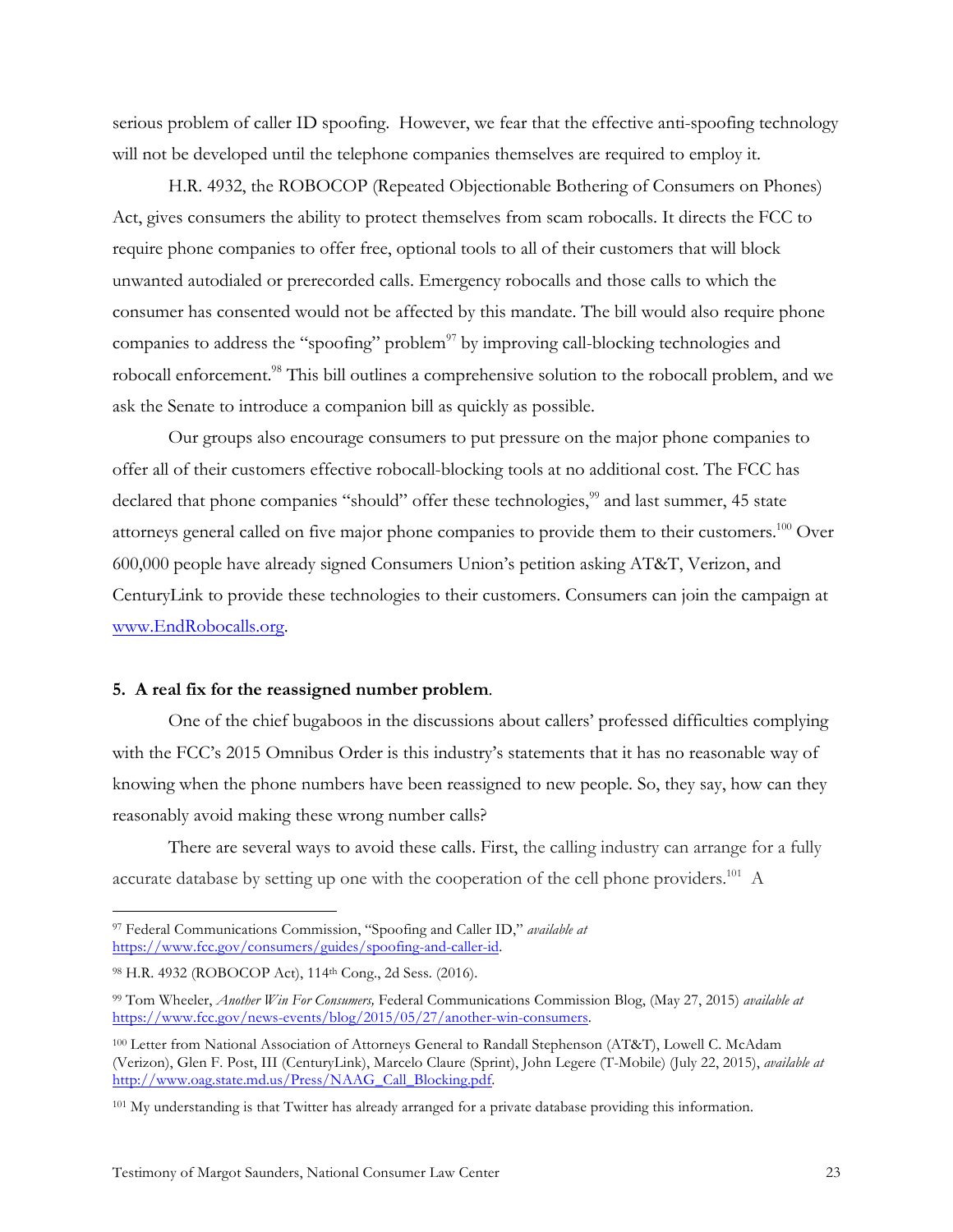serious problem of caller ID spoofing. However, we fear that the effective anti-spoofing technology will not be developed until the telephone companies themselves are required to employ it.

H.R. 4932, the ROBOCOP (Repeated Objectionable Bothering of Consumers on Phones) Act, gives consumers the ability to protect themselves from scam robocalls. It directs the FCC to require phone companies to offer free, optional tools to all of their customers that will block unwanted autodialed or prerecorded calls. Emergency robocalls and those calls to which the consumer has consented would not be affected by this mandate. The bill would also require phone companies to address the "spoofing" problem[97] by improving call-blocking technologies and robocall enforcement.[98] This bill outlines a comprehensive solution to the robocall problem, and we ask the Senate to introduce a companion bill as quickly as possible.

Our groups also encourage consumers to put pressure on the major phone companies to offer all of their customers effective robocall-blocking tools at no additional cost. The FCC has declared that phone companies "should" offer these technologies,[99] and last summer, 45 state attorneys general called on five major phone companies to provide them to their customers.[100] Over 600,000 people have already signed Consumers Union's petition asking AT&T, Verizon, and CenturyLink to provide these technologies to their customers. Consumers can join the campaign at www.EndRobocalls.org.

**5. A real fix for the reassigned number problem**.

One of the chief bugaboos in the discussions about callers' professed difficulties complying with the FCC's 2015 Omnibus Order is this industry's statements that it has no reasonable way of knowing when the phone numbers have been reassigned to new people. So, they say, how can they reasonably avoid making these wrong number calls?

There are several ways to avoid these calls. First, the calling industry can arrange for a fully accurate database by setting up one with the cooperation of the cell phone providers.[101] A

---

[97] Federal Communications Commission, "Spoofing and Caller ID," *available at* https://www.fcc.gov/consumers/guides/spoofing-and-caller-id.

[98] H.R. 4932 (ROBOCOP Act), 114th Cong., 2d Sess. (2016).

[99] Tom Wheeler, *Another Win For Consumers,* Federal Communications Commission Blog, (May 27, 2015) *available at* https://www.fcc.gov/news-events/blog/2015/05/27/another-win-consumers.

[100] Letter from National Association of Attorneys General to Randall Stephenson (AT&T), Lowell C. McAdam (Verizon), Glen F. Post, III (CenturyLink), Marcelo Claure (Sprint), John Legere (T-Mobile) (July 22, 2015), *available at* http://www.oag.state.md.us/Press/NAAG_Call_Blocking.pdf.

[101] My understanding is that Twitter has already arranged for a private database providing this information.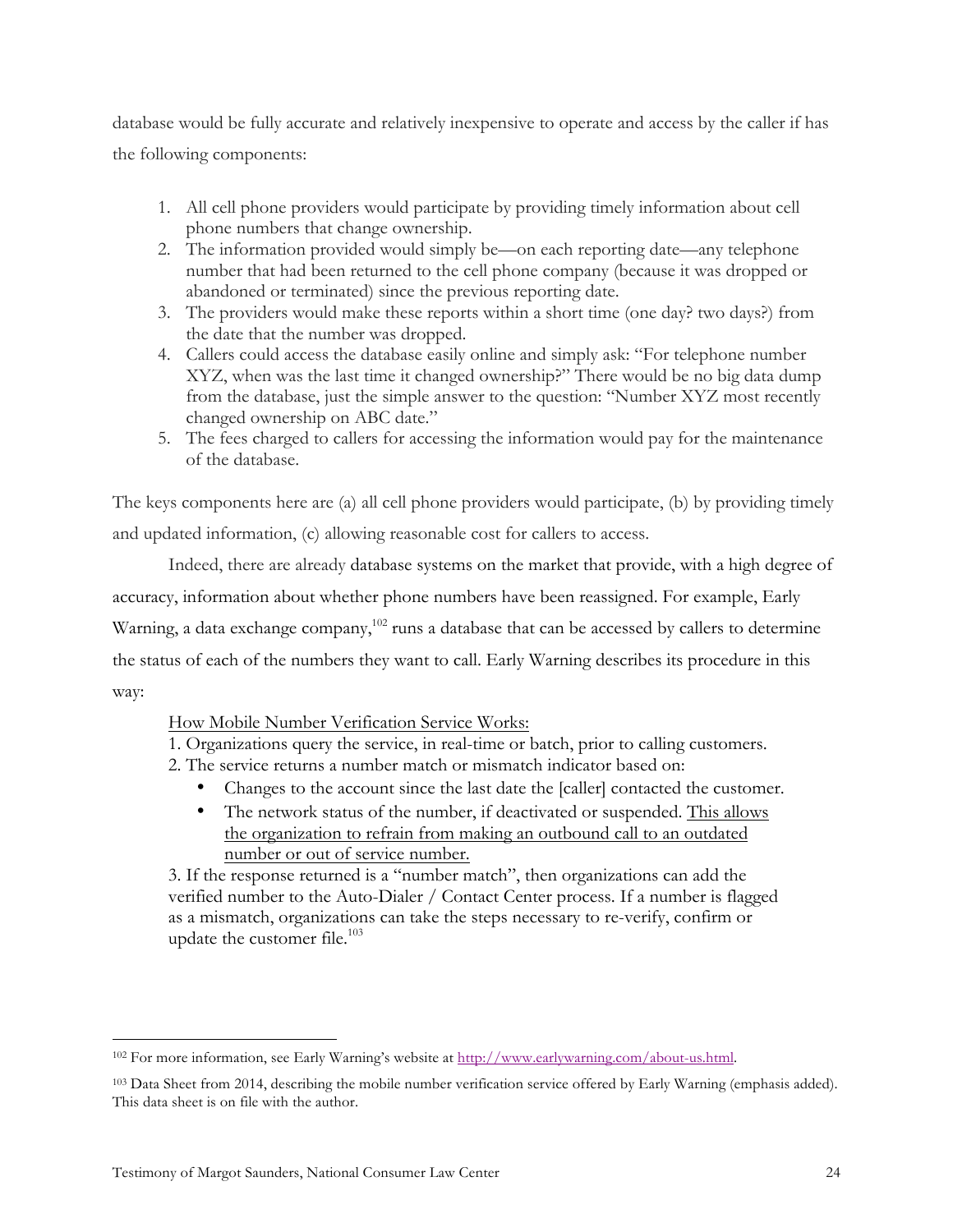database would be fully accurate and relatively inexpensive to operate and access by the caller if has the following components:

1. All cell phone providers would participate by providing timely information about cell phone numbers that change ownership.
2. The information provided would simply be—on each reporting date—any telephone number that had been returned to the cell phone company (because it was dropped or abandoned or terminated) since the previous reporting date.
3. The providers would make these reports within a short time (one day? two days?) from the date that the number was dropped.
4. Callers could access the database easily online and simply ask: "For telephone number XYZ, when was the last time it changed ownership?" There would be no big data dump from the database, just the simple answer to the question: "Number XYZ most recently changed ownership on ABC date."
5. The fees charged to callers for accessing the information would pay for the maintenance of the database.

The keys components here are (a) all cell phone providers would participate, (b) by providing timely and updated information, (c) allowing reasonable cost for callers to access.

Indeed, there are already database systems on the market that provide, with a high degree of accuracy, information about whether phone numbers have been reassigned. For example, Early Warning, a data exchange company,[102] runs a database that can be accessed by callers to determine the status of each of the numbers they want to call. Early Warning describes its procedure in this way:

> <u>How Mobile Number Verification Service Works:</u>
>
> 1. Organizations query the service, in real-time or batch, prior to calling customers.
> 2. The service returns a number match or mismatch indicator based on:
>    - Changes to the account since the last date the [caller] contacted the customer.
>    - The network status of the number, if deactivated or suspended. <u>This allows the organization to refrain from making an outbound call to an outdated number or out of service number.</u>
> 3. If the response returned is a "number match", then organizations can add the verified number to the Auto-Dialer / Contact Center process. If a number is flagged as a mismatch, organizations can take the steps necessary to re-verify, confirm or update the customer file.[103]

---

[102] For more information, see Early Warning's website at http://www.earlywarning.com/about-us.html.

[103] Data Sheet from 2014, describing the mobile number verification service offered by Early Warning (emphasis added). This data sheet is on file with the author.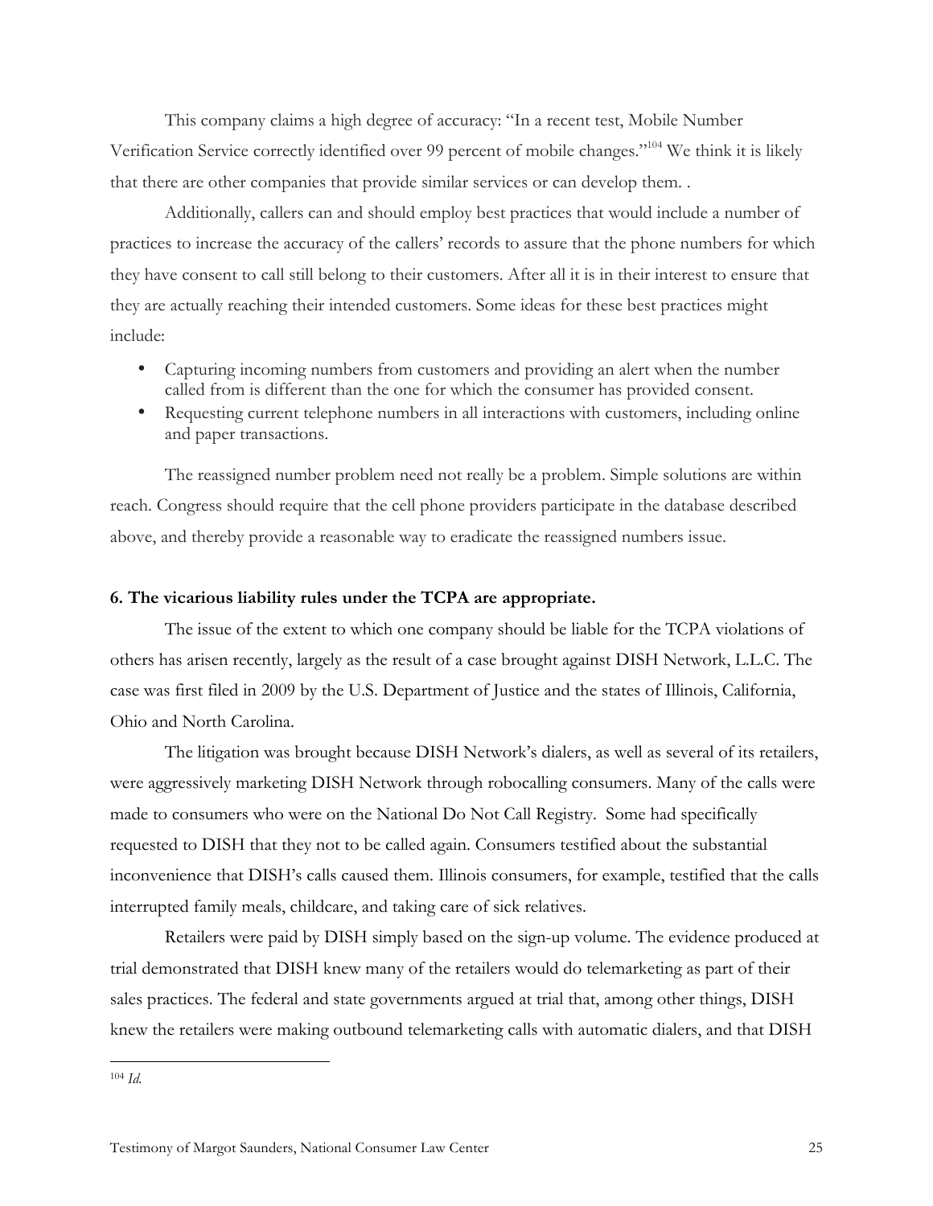This company claims a high degree of accuracy: "In a recent test, Mobile Number Verification Service correctly identified over 99 percent of mobile changes."[104] We think it is likely that there are other companies that provide similar services or can develop them. .

Additionally, callers can and should employ best practices that would include a number of practices to increase the accuracy of the callers' records to assure that the phone numbers for which they have consent to call still belong to their customers. After all it is in their interest to ensure that they are actually reaching their intended customers. Some ideas for these best practices might include:

- Capturing incoming numbers from customers and providing an alert when the number called from is different than the one for which the consumer has provided consent.
- Requesting current telephone numbers in all interactions with customers, including online and paper transactions.

The reassigned number problem need not really be a problem. Simple solutions are within reach. Congress should require that the cell phone providers participate in the database described above, and thereby provide a reasonable way to eradicate the reassigned numbers issue.

**6. The vicarious liability rules under the TCPA are appropriate.**

The issue of the extent to which one company should be liable for the TCPA violations of others has arisen recently, largely as the result of a case brought against DISH Network, L.L.C. The case was first filed in 2009 by the U.S. Department of Justice and the states of Illinois, California, Ohio and North Carolina.

The litigation was brought because DISH Network's dialers, as well as several of its retailers, were aggressively marketing DISH Network through robocalling consumers. Many of the calls were made to consumers who were on the National Do Not Call Registry. Some had specifically requested to DISH that they not to be called again. Consumers testified about the substantial inconvenience that DISH's calls caused them. Illinois consumers, for example, testified that the calls interrupted family meals, childcare, and taking care of sick relatives.

Retailers were paid by DISH simply based on the sign-up volume. The evidence produced at trial demonstrated that DISH knew many of the retailers would do telemarketing as part of their sales practices. The federal and state governments argued at trial that, among other things, DISH knew the retailers were making outbound telemarketing calls with automatic dialers, and that DISH

---

[104] *Id.*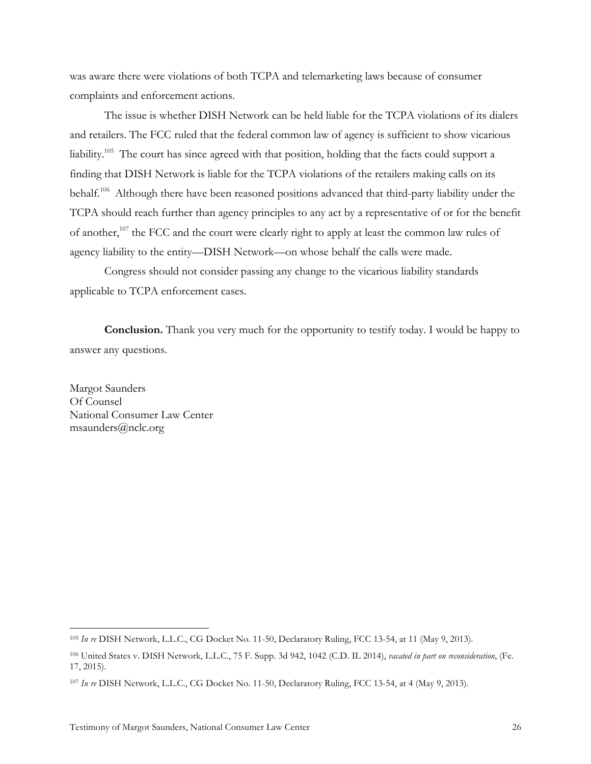was aware there were violations of both TCPA and telemarketing laws because of consumer complaints and enforcement actions.

The issue is whether DISH Network can be held liable for the TCPA violations of its dialers and retailers. The FCC ruled that the federal common law of agency is sufficient to show vicarious liability.[105] The court has since agreed with that position, holding that the facts could support a finding that DISH Network is liable for the TCPA violations of the retailers making calls on its behalf.[106] Although there have been reasoned positions advanced that third-party liability under the TCPA should reach further than agency principles to any act by a representative of or for the benefit of another,[107] the FCC and the court were clearly right to apply at least the common law rules of agency liability to the entity—DISH Network—on whose behalf the calls were made.

Congress should not consider passing any change to the vicarious liability standards applicable to TCPA enforcement cases.

**Conclusion.** Thank you very much for the opportunity to testify today. I would be happy to answer any questions.

Margot Saunders
Of Counsel
National Consumer Law Center
msaunders@nclc.org

---

[105] *In re* DISH Network, L.L.C., CG Docket No. 11-50, Declaratory Ruling, FCC 13-54, at 11 (May 9, 2013).

[106] United States v. DISH Network, L.L.C., 75 F. Supp. 3d 942, 1042 (C.D. IL 2014), *vacated in part on reconsideration*, (Fe. 17, 2015).

[107] *In re* DISH Network, L.L.C., CG Docket No. 11-50, Declaratory Ruling, FCC 13-54, at 4 (May 9, 2013).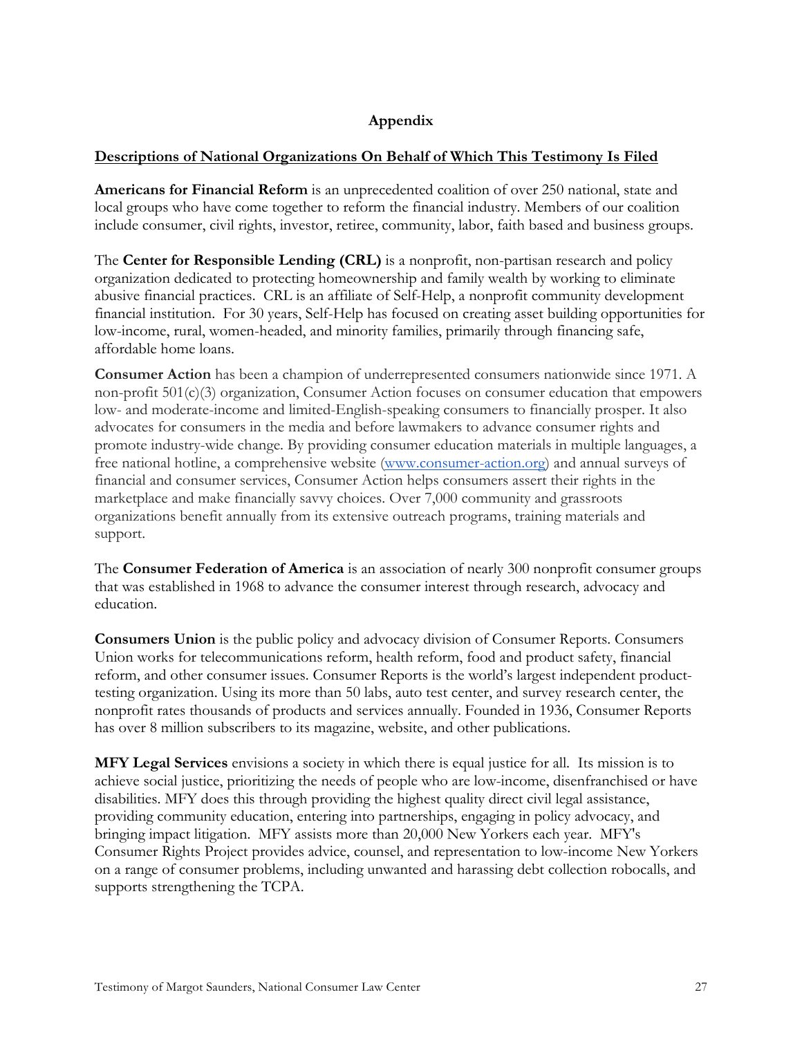## Appendix

**Descriptions of National Organizations On Behalf of Which This Testimony Is Filed**

**Americans for Financial Reform** is an unprecedented coalition of over 250 national, state and local groups who have come together to reform the financial industry. Members of our coalition include consumer, civil rights, investor, retiree, community, labor, faith based and business groups.

The **Center for Responsible Lending (CRL)** is a nonprofit, non-partisan research and policy organization dedicated to protecting homeownership and family wealth by working to eliminate abusive financial practices. CRL is an affiliate of Self-Help, a nonprofit community development financial institution. For 30 years, Self-Help has focused on creating asset building opportunities for low-income, rural, women-headed, and minority families, primarily through financing safe, affordable home loans.

**Consumer Action** has been a champion of underrepresented consumers nationwide since 1971. A non-profit 501(c)(3) organization, Consumer Action focuses on consumer education that empowers low- and moderate-income and limited-English-speaking consumers to financially prosper. It also advocates for consumers in the media and before lawmakers to advance consumer rights and promote industry-wide change. By providing consumer education materials in multiple languages, a free national hotline, a comprehensive website (www.consumer-action.org) and annual surveys of financial and consumer services, Consumer Action helps consumers assert their rights in the marketplace and make financially savvy choices. Over 7,000 community and grassroots organizations benefit annually from its extensive outreach programs, training materials and support.

The **Consumer Federation of America** is an association of nearly 300 nonprofit consumer groups that was established in 1968 to advance the consumer interest through research, advocacy and education.

**Consumers Union** is the public policy and advocacy division of Consumer Reports. Consumers Union works for telecommunications reform, health reform, food and product safety, financial reform, and other consumer issues. Consumer Reports is the world's largest independent product-testing organization. Using its more than 50 labs, auto test center, and survey research center, the nonprofit rates thousands of products and services annually. Founded in 1936, Consumer Reports has over 8 million subscribers to its magazine, website, and other publications.

**MFY Legal Services** envisions a society in which there is equal justice for all. Its mission is to achieve social justice, prioritizing the needs of people who are low-income, disenfranchised or have disabilities. MFY does this through providing the highest quality direct civil legal assistance, providing community education, entering into partnerships, engaging in policy advocacy, and bringing impact litigation. MFY assists more than 20,000 New Yorkers each year. MFY's Consumer Rights Project provides advice, counsel, and representation to low-income New Yorkers on a range of consumer problems, including unwanted and harassing debt collection robocalls, and supports strengthening the TCPA.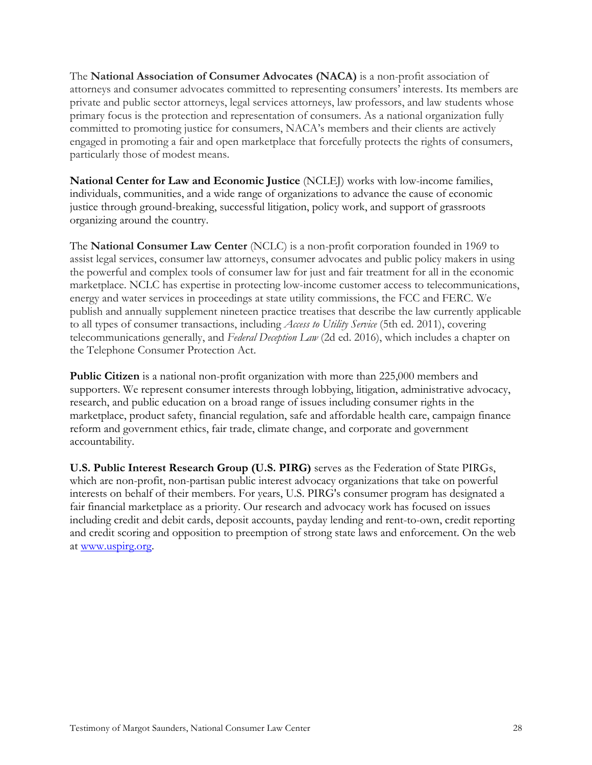The **National Association of Consumer Advocates (NACA)** is a non-profit association of attorneys and consumer advocates committed to representing consumers' interests. Its members are private and public sector attorneys, legal services attorneys, law professors, and law students whose primary focus is the protection and representation of consumers. As a national organization fully committed to promoting justice for consumers, NACA's members and their clients are actively engaged in promoting a fair and open marketplace that forcefully protects the rights of consumers, particularly those of modest means.

**National Center for Law and Economic Justice** (NCLEJ) works with low-income families, individuals, communities, and a wide range of organizations to advance the cause of economic justice through ground-breaking, successful litigation, policy work, and support of grassroots organizing around the country.

The **National Consumer Law Center** (NCLC) is a non-profit corporation founded in 1969 to assist legal services, consumer law attorneys, consumer advocates and public policy makers in using the powerful and complex tools of consumer law for just and fair treatment for all in the economic marketplace. NCLC has expertise in protecting low-income customer access to telecommunications, energy and water services in proceedings at state utility commissions, the FCC and FERC. We publish and annually supplement nineteen practice treatises that describe the law currently applicable to all types of consumer transactions, including *Access to Utility Service* (5th ed. 2011), covering telecommunications generally, and *Federal Deception Law* (2d ed. 2016), which includes a chapter on the Telephone Consumer Protection Act.

**Public Citizen** is a national non-profit organization with more than 225,000 members and supporters. We represent consumer interests through lobbying, litigation, administrative advocacy, research, and public education on a broad range of issues including consumer rights in the marketplace, product safety, financial regulation, safe and affordable health care, campaign finance reform and government ethics, fair trade, climate change, and corporate and government accountability.

**U.S. Public Interest Research Group (U.S. PIRG)** serves as the Federation of State PIRGs, which are non-profit, non-partisan public interest advocacy organizations that take on powerful interests on behalf of their members. For years, U.S. PIRG's consumer program has designated a fair financial marketplace as a priority. Our research and advocacy work has focused on issues including credit and debit cards, deposit accounts, payday lending and rent-to-own, credit reporting and credit scoring and opposition to preemption of strong state laws and enforcement. On the web at [www.uspirg.org](www.uspirg.org).